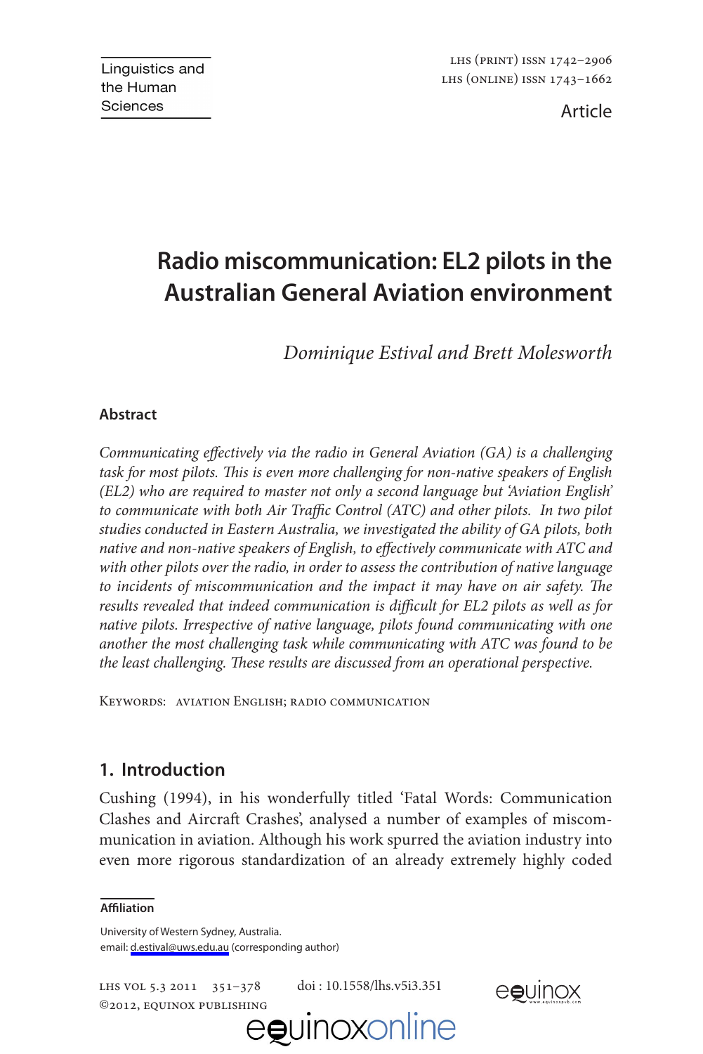# Radio miscommunication: EL2 pilots in the Australian General Aviation environment

*Dominique Estival and Brett Molesworth*

### Abstract

*Communicating effectively via the radio in General Aviation (GA) is a challenging task for most pilots. This is even more challenging for non-native speakers of English (EL2) who are required to master not only a second language but 'Aviation English' to communicate with both Air Traffic Control (ATC) and other pilots. In two pilot studies conducted in Eastern Australia, we investigated the ability of GA pilots, both native and non-native speakers of English, to effectively communicate with ATC and with other pilots over the radio, in order to assess the contribution of native language to incidents of miscommunication and the impact it may have on air safety. The results revealed that indeed communication is difficult for EL2 pilots as well as for native pilots. Irrespective of native language, pilots found communicating with one another the most challenging task while communicating with ATC was found to be the least challenging. These results are discussed from an operational perspective.*

Keywords: aviation English; radio communication

## 1. Introduction

Cushing (1994), in his wonderfully titled 'Fatal Words: Communication Clashes and Aircraft Crashes', analysed a number of examples of miscommunication in aviation. Although his work spurred the aviation industry into even more rigorous standardization of an already extremely highly coded

**Affiliation**

University of Western Sydney, Australia.
email: d.estival@uws.edu.au (corresponding author)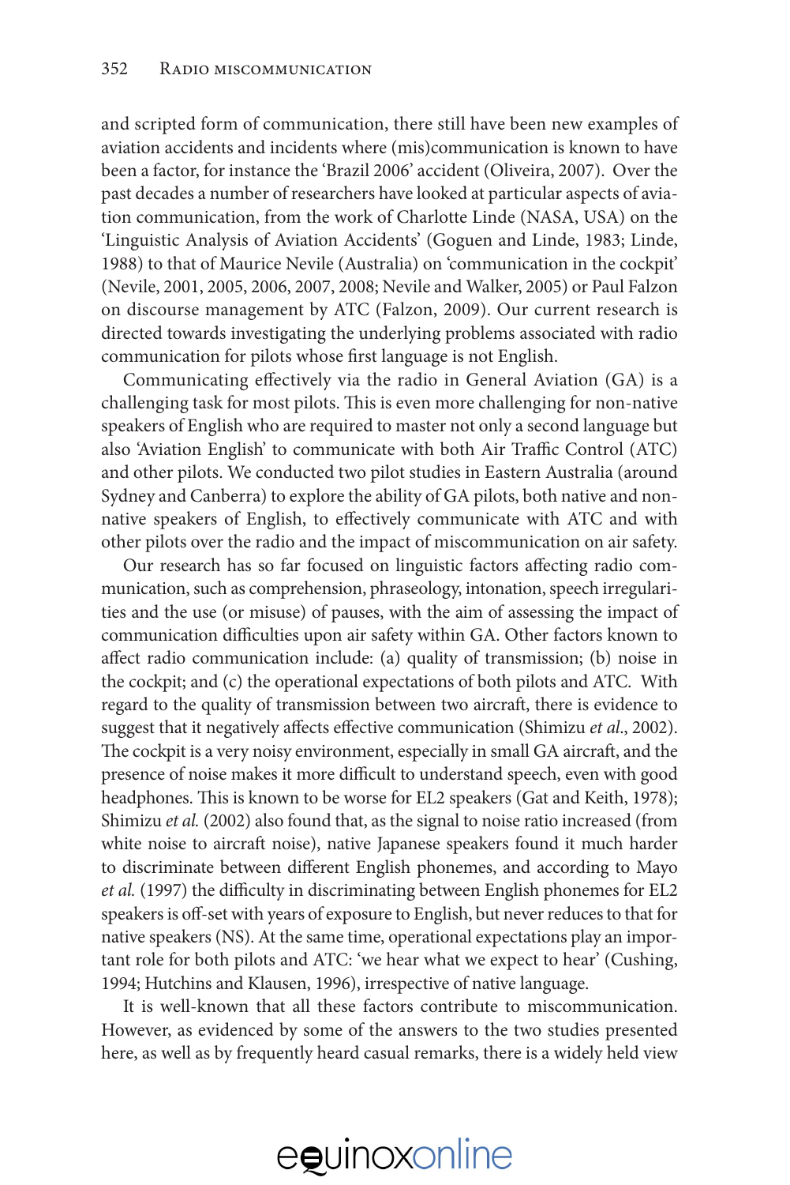and scripted form of communication, there still have been new examples of aviation accidents and incidents where (mis)communication is known to have been a factor, for instance the 'Brazil 2006' accident (Oliveira, 2007). Over the past decades a number of researchers have looked at particular aspects of aviation communication, from the work of Charlotte Linde (NASA, USA) on the 'Linguistic Analysis of Aviation Accidents' (Goguen and Linde, 1983; Linde, 1988) to that of Maurice Nevile (Australia) on 'communication in the cockpit' (Nevile, 2001, 2005, 2006, 2007, 2008; Nevile and Walker, 2005) or Paul Falzon on discourse management by ATC (Falzon, 2009). Our current research is directed towards investigating the underlying problems associated with radio communication for pilots whose first language is not English.

Communicating effectively via the radio in General Aviation (GA) is a challenging task for most pilots. This is even more challenging for non-native speakers of English who are required to master not only a second language but also 'Aviation English' to communicate with both Air Traffic Control (ATC) and other pilots. We conducted two pilot studies in Eastern Australia (around Sydney and Canberra) to explore the ability of GA pilots, both native and non-native speakers of English, to effectively communicate with ATC and with other pilots over the radio and the impact of miscommunication on air safety.

Our research has so far focused on linguistic factors affecting radio communication, such as comprehension, phraseology, intonation, speech irregularities and the use (or misuse) of pauses, with the aim of assessing the impact of communication difficulties upon air safety within GA. Other factors known to affect radio communication include: (a) quality of transmission; (b) noise in the cockpit; and (c) the operational expectations of both pilots and ATC. With regard to the quality of transmission between two aircraft, there is evidence to suggest that it negatively affects effective communication (Shimizu *et al*., 2002). The cockpit is a very noisy environment, especially in small GA aircraft, and the presence of noise makes it more difficult to understand speech, even with good headphones. This is known to be worse for EL2 speakers (Gat and Keith, 1978); Shimizu *et al.* (2002) also found that, as the signal to noise ratio increased (from white noise to aircraft noise), native Japanese speakers found it much harder to discriminate between different English phonemes, and according to Mayo *et al.* (1997) the difficulty in discriminating between English phonemes for EL2 speakers is off-set with years of exposure to English, but never reduces to that for native speakers (NS). At the same time, operational expectations play an important role for both pilots and ATC: 'we hear what we expect to hear' (Cushing, 1994; Hutchins and Klausen, 1996), irrespective of native language.

It is well-known that all these factors contribute to miscommunication. However, as evidenced by some of the answers to the two studies presented here, as well as by frequently heard casual remarks, there is a widely held view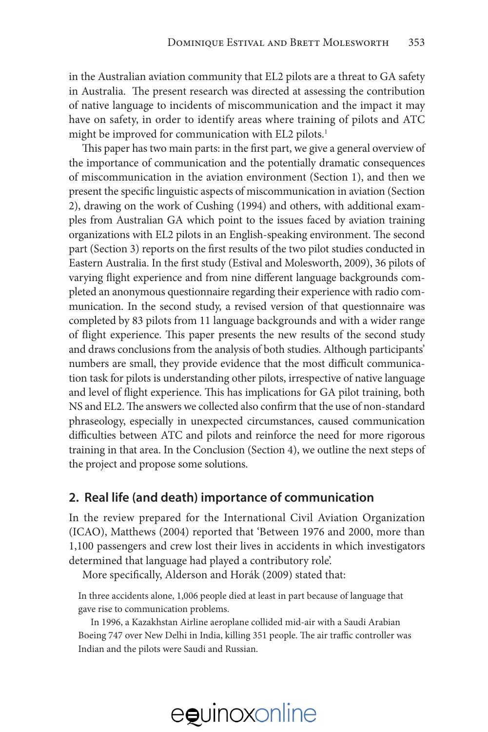in the Australian aviation community that EL2 pilots are a threat to GA safety in Australia. The present research was directed at assessing the contribution of native language to incidents of miscommunication and the impact it may have on safety, in order to identify areas where training of pilots and ATC might be improved for communication with EL2 pilots.[1]

This paper has two main parts: in the first part, we give a general overview of the importance of communication and the potentially dramatic consequences of miscommunication in the aviation environment (Section 1), and then we present the specific linguistic aspects of miscommunication in aviation (Section 2), drawing on the work of Cushing (1994) and others, with additional examples from Australian GA which point to the issues faced by aviation training organizations with EL2 pilots in an English-speaking environment. The second part (Section 3) reports on the first results of the two pilot studies conducted in Eastern Australia. In the first study (Estival and Molesworth, 2009), 36 pilots of varying flight experience and from nine different language backgrounds completed an anonymous questionnaire regarding their experience with radio communication. In the second study, a revised version of that questionnaire was completed by 83 pilots from 11 language backgrounds and with a wider range of flight experience. This paper presents the new results of the second study and draws conclusions from the analysis of both studies. Although participants' numbers are small, they provide evidence that the most difficult communication task for pilots is understanding other pilots, irrespective of native language and level of flight experience. This has implications for GA pilot training, both NS and EL2. The answers we collected also confirm that the use of non-standard phraseology, especially in unexpected circumstances, caused communication difficulties between ATC and pilots and reinforce the need for more rigorous training in that area. In the Conclusion (Section 4), we outline the next steps of the project and propose some solutions.

## 2. Real life (and death) importance of communication

In the review prepared for the International Civil Aviation Organization (ICAO), Matthews (2004) reported that 'Between 1976 and 2000, more than 1,100 passengers and crew lost their lives in accidents in which investigators determined that language had played a contributory role'.

More specifically, Alderson and Horák (2009) stated that:

> In three accidents alone, 1,006 people died at least in part because of language that gave rise to communication problems.
>
> In 1996, a Kazakhstan Airline aeroplane collided mid-air with a Saudi Arabian Boeing 747 over New Delhi in India, killing 351 people. The air traffic controller was Indian and the pilots were Saudi and Russian.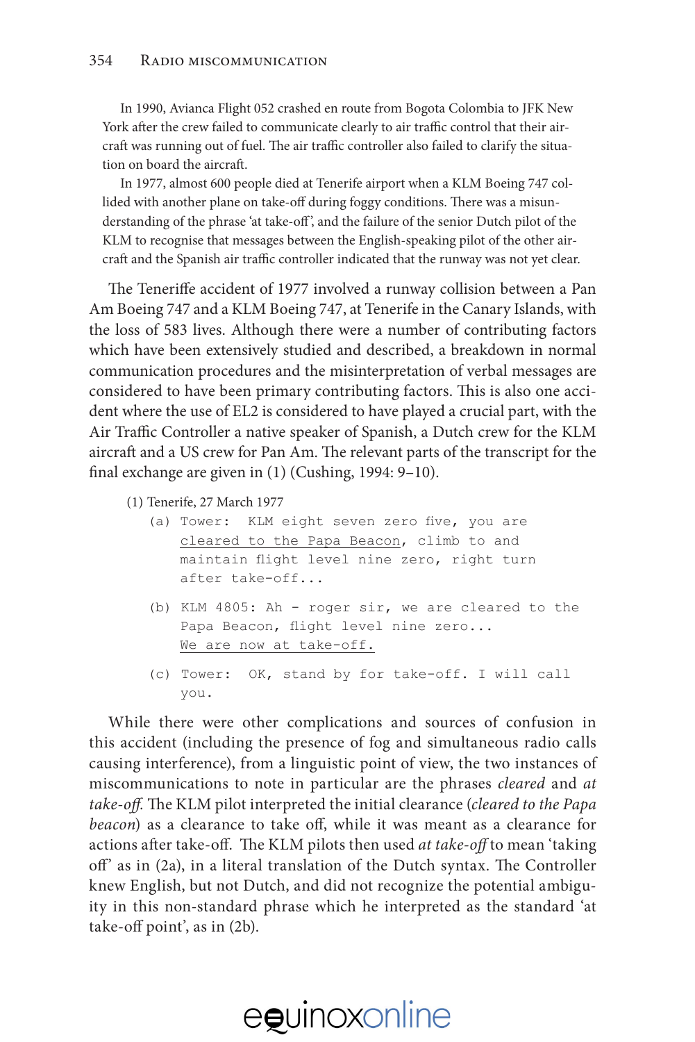> In 1990, Avianca Flight 052 crashed en route from Bogota Colombia to JFK New York after the crew failed to communicate clearly to air traffic control that their aircraft was running out of fuel. The air traffic controller also failed to clarify the situation on board the aircraft.
>
> In 1977, almost 600 people died at Tenerife airport when a KLM Boeing 747 collided with another plane on take-off during foggy conditions. There was a misunderstanding of the phrase 'at take-off', and the failure of the senior Dutch pilot of the KLM to recognise that messages between the English-speaking pilot of the other aircraft and the Spanish air traffic controller indicated that the runway was not yet clear.

The Teneriffe accident of 1977 involved a runway collision between a Pan Am Boeing 747 and a KLM Boeing 747, at Tenerife in the Canary Islands, with the loss of 583 lives. Although there were a number of contributing factors which have been extensively studied and described, a breakdown in normal communication procedures and the misinterpretation of verbal messages are considered to have been primary contributing factors. This is also one accident where the use of EL2 is considered to have played a crucial part, with the Air Traffic Controller a native speaker of Spanish, a Dutch crew for the KLM aircraft and a US crew for Pan Am. The relevant parts of the transcript for the final exchange are given in (1) (Cushing, 1994: 9–10).

(1) Tenerife, 27 March 1977

```
(a) Tower:  KLM eight seven zero five, you are
    cleared to the Papa Beacon, climb to and
    maintain flight level nine zero, right turn
    after take-off...

(b) KLM 4805: Ah - roger sir, we are cleared to the
    Papa Beacon, flight level nine zero...
    We are now at take-off.

(c) Tower:  OK, stand by for take-off. I will call
    you.
```

While there were other complications and sources of confusion in this accident (including the presence of fog and simultaneous radio calls causing interference), from a linguistic point of view, the two instances of miscommunications to note in particular are the phrases *cleared* and *at take-off*. The KLM pilot interpreted the initial clearance (*cleared to the Papa beacon*) as a clearance to take off, while it was meant as a clearance for actions after take-off. The KLM pilots then used *at take-off* to mean 'taking off' as in (2a), in a literal translation of the Dutch syntax. The Controller knew English, but not Dutch, and did not recognize the potential ambiguity in this non-standard phrase which he interpreted as the standard 'at take-off point', as in (2b).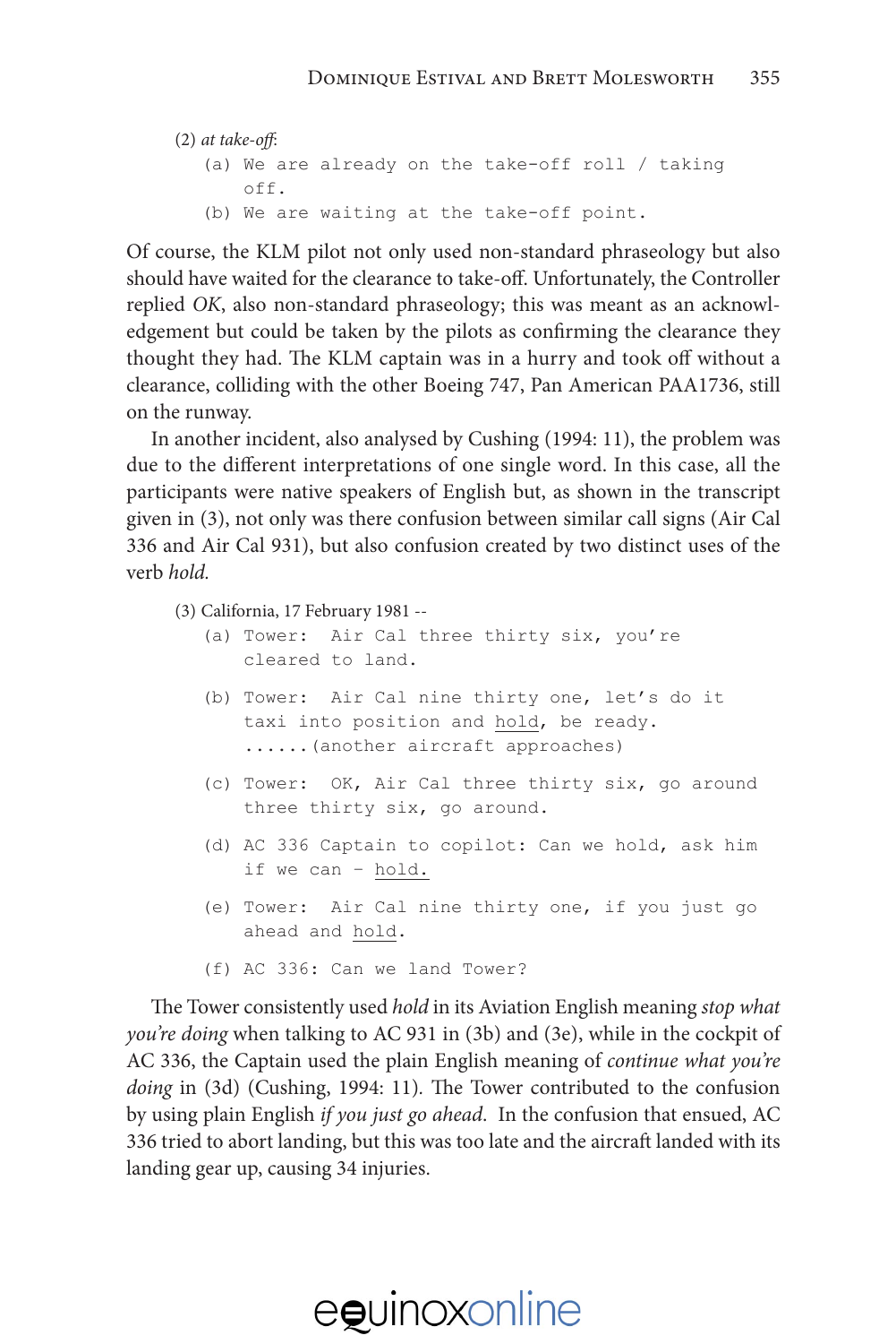(2) *at take-off*:

```
(a) We are already on the take-off roll / taking
    off.
(b) We are waiting at the take-off point.
```

Of course, the KLM pilot not only used non-standard phraseology but also should have waited for the clearance to take-off. Unfortunately, the Controller replied *OK*, also non-standard phraseology; this was meant as an acknowledgement but could be taken by the pilots as confirming the clearance they thought they had. The KLM captain was in a hurry and took off without a clearance, colliding with the other Boeing 747, Pan American PAA1736, still on the runway.

In another incident, also analysed by Cushing (1994: 11), the problem was due to the different interpretations of one single word. In this case, all the participants were native speakers of English but, as shown in the transcript given in (3), not only was there confusion between similar call signs (Air Cal 336 and Air Cal 931), but also confusion created by two distinct uses of the verb *hold*.

(3) California, 17 February 1981 --

```
(a) Tower:  Air Cal three thirty six, you're
    cleared to land.

(b) Tower:  Air Cal nine thirty one, let's do it
    taxi into position and hold, be ready.
    ......(another aircraft approaches)

(c) Tower:  OK, Air Cal three thirty six, go around
    three thirty six, go around.

(d) AC 336 Captain to copilot: Can we hold, ask him
    if we can – hold.

(e) Tower:  Air Cal nine thirty one, if you just go
    ahead and hold.

(f) AC 336: Can we land Tower?
```

The Tower consistently used *hold* in its Aviation English meaning *stop what you're doing* when talking to AC 931 in (3b) and (3e), while in the cockpit of AC 336, the Captain used the plain English meaning of *continue what you're doing* in (3d) (Cushing, 1994: 11). The Tower contributed to the confusion by using plain English *if you just go ahead*. In the confusion that ensued, AC 336 tried to abort landing, but this was too late and the aircraft landed with its landing gear up, causing 34 injuries.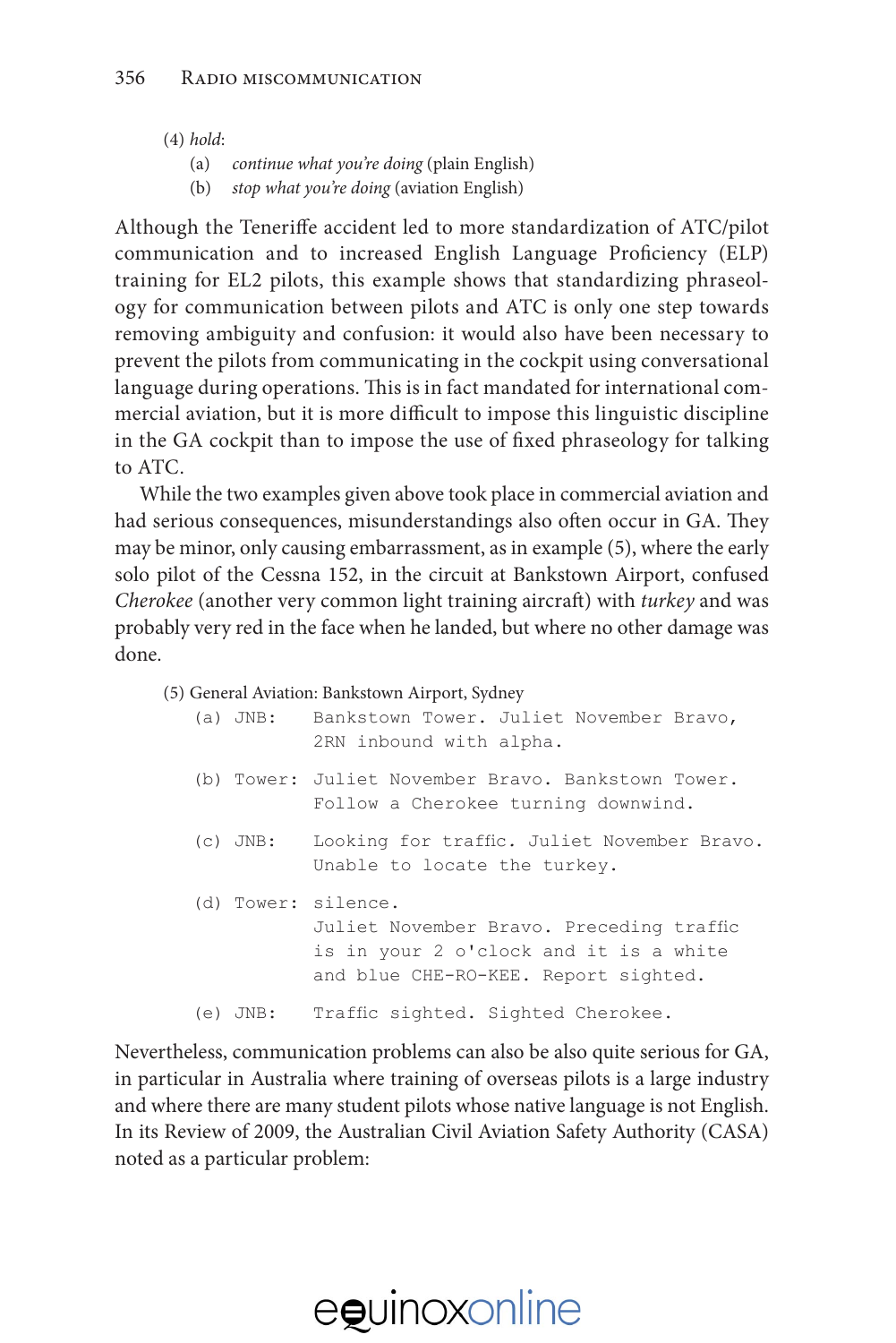(4) *hold*:

- (a) *continue what you're doing* (plain English)
- (b) *stop what you're doing* (aviation English)

Although the Teneriffe accident led to more standardization of ATC/pilot communication and to increased English Language Proficiency (ELP) training for EL2 pilots, this example shows that standardizing phraseology for communication between pilots and ATC is only one step towards removing ambiguity and confusion: it would also have been necessary to prevent the pilots from communicating in the cockpit using conversational language during operations. This is in fact mandated for international commercial aviation, but it is more difficult to impose this linguistic discipline in the GA cockpit than to impose the use of fixed phraseology for talking to ATC.

While the two examples given above took place in commercial aviation and had serious consequences, misunderstandings also often occur in GA. They may be minor, only causing embarrassment, as in example (5), where the early solo pilot of the Cessna 152, in the circuit at Bankstown Airport, confused *Cherokee* (another very common light training aircraft) with *turkey* and was probably very red in the face when he landed, but where no other damage was done.

(5) General Aviation: Bankstown Airport, Sydney

```
(a) JNB:    Bankstown Tower. Juliet November Bravo,
            2RN inbound with alpha.

(b) Tower:  Juliet November Bravo. Bankstown Tower.
            Follow a Cherokee turning downwind.

(c) JNB:    Looking for traffic. Juliet November Bravo.
            Unable to locate the turkey.

(d) Tower:  silence.
            Juliet November Bravo. Preceding traffic
            is in your 2 o'clock and it is a white
            and blue CHE-RO-KEE. Report sighted.

(e) JNB:    Traffic sighted. Sighted Cherokee.
```

Nevertheless, communication problems can also be also quite serious for GA, in particular in Australia where training of overseas pilots is a large industry and where there are many student pilots whose native language is not English. In its Review of 2009, the Australian Civil Aviation Safety Authority (CASA) noted as a particular problem: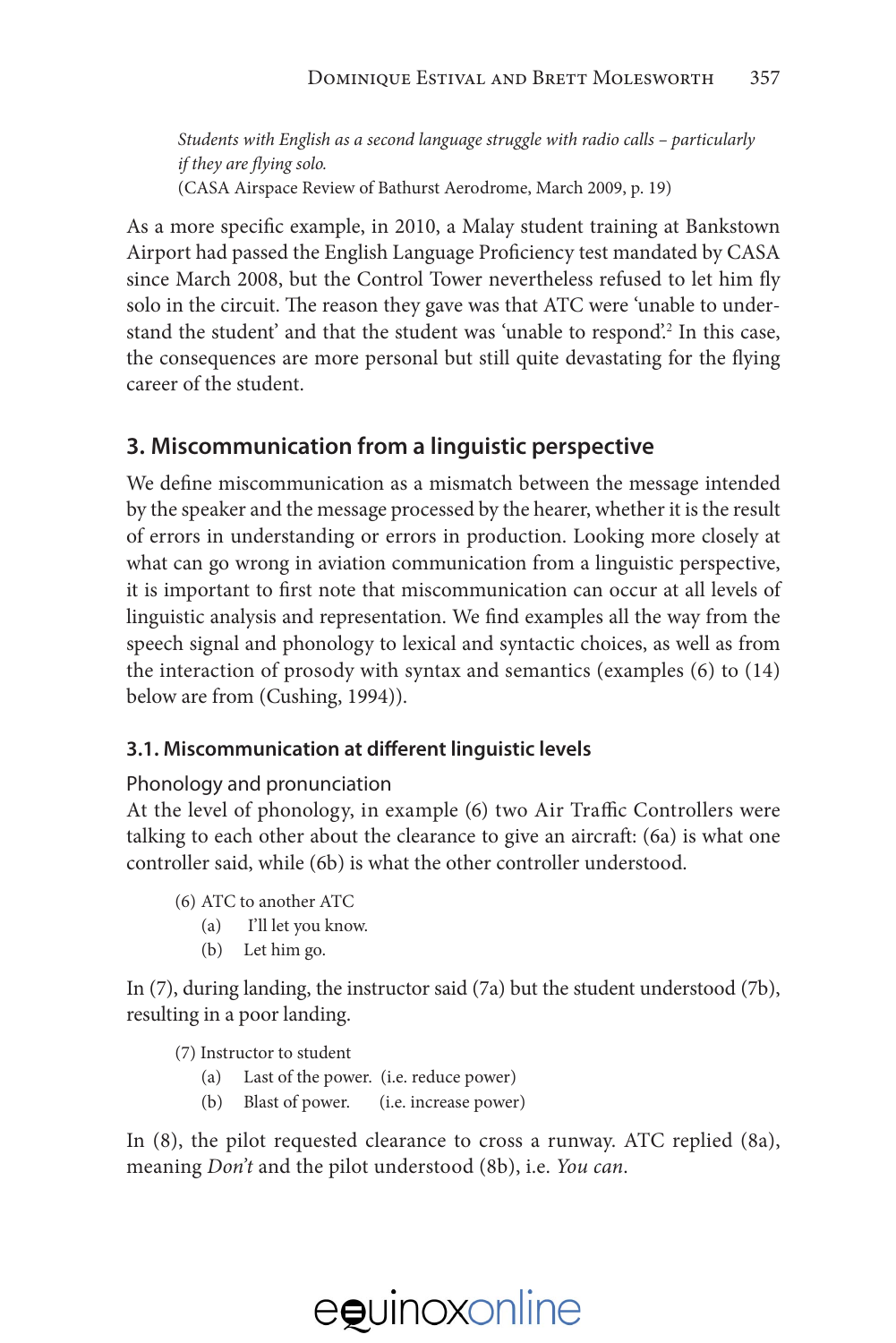> *Students with English as a second language struggle with radio calls – particularly if they are flying solo.*
> (CASA Airspace Review of Bathurst Aerodrome, March 2009, p. 19)

As a more specific example, in 2010, a Malay student training at Bankstown Airport had passed the English Language Proficiency test mandated by CASA since March 2008, but the Control Tower nevertheless refused to let him fly solo in the circuit. The reason they gave was that ATC were 'unable to understand the student' and that the student was 'unable to respond'.[2] In this case, the consequences are more personal but still quite devastating for the flying career of the student.

## 3. Miscommunication from a linguistic perspective

We define miscommunication as a mismatch between the message intended by the speaker and the message processed by the hearer, whether it is the result of errors in understanding or errors in production. Looking more closely at what can go wrong in aviation communication from a linguistic perspective, it is important to first note that miscommunication can occur at all levels of linguistic analysis and representation. We find examples all the way from the speech signal and phonology to lexical and syntactic choices, as well as from the interaction of prosody with syntax and semantics (examples (6) to (14) below are from (Cushing, 1994)).

### 3.1. Miscommunication at different linguistic levels

#### Phonology and pronunciation

At the level of phonology, in example (6) two Air Traffic Controllers were talking to each other about the clearance to give an aircraft: (6a) is what one controller said, while (6b) is what the other controller understood.

(6) ATC to another ATC
- (a) I'll let you know.
- (b) Let him go.

In (7), during landing, the instructor said (7a) but the student understood (7b), resulting in a poor landing.

(7) Instructor to student
- (a) Last of the power. (i.e. reduce power)
- (b) Blast of power. (i.e. increase power)

In (8), the pilot requested clearance to cross a runway. ATC replied (8a), meaning *Don't* and the pilot understood (8b), i.e. *You can*.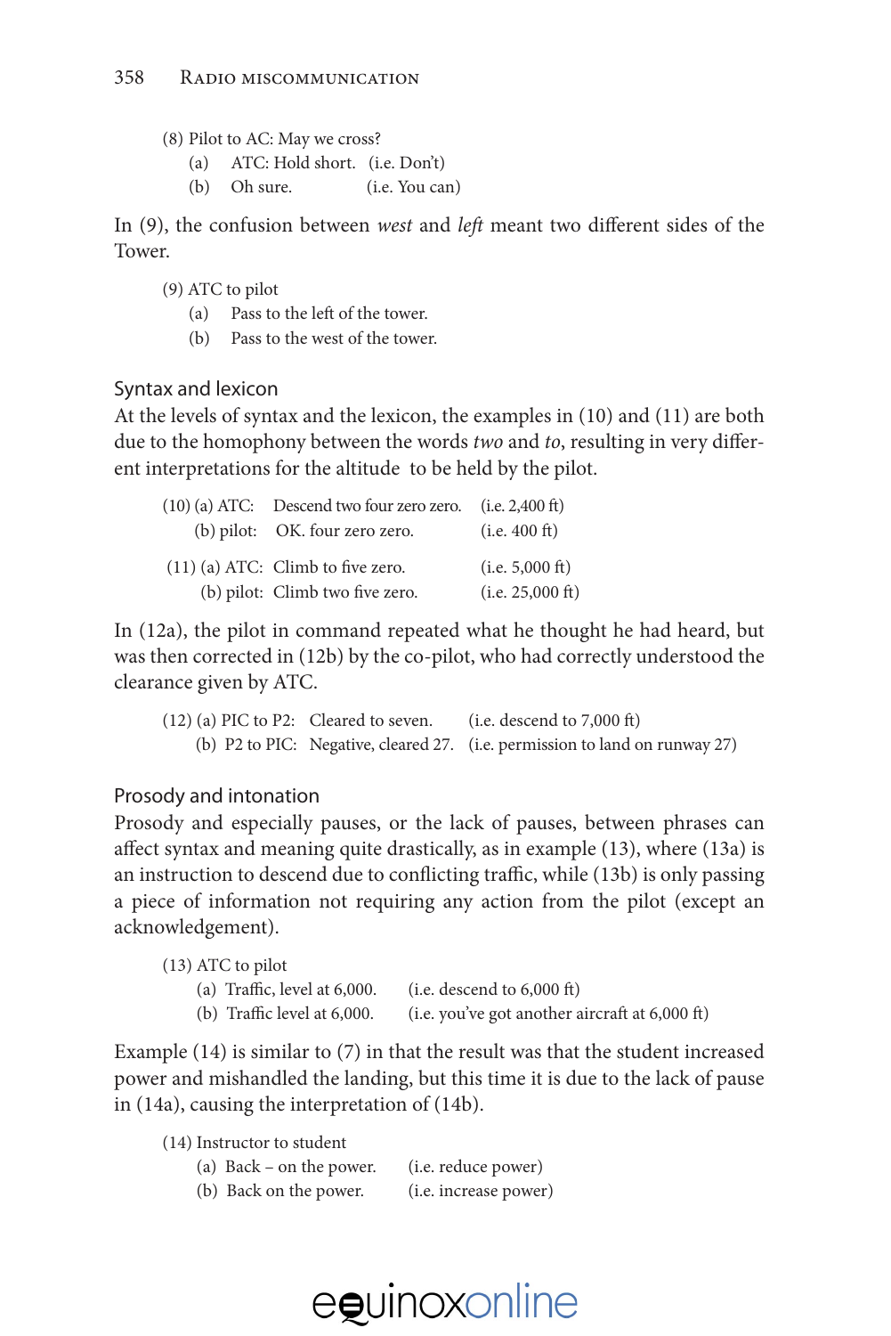(8) Pilot to AC: May we cross?

- (a) ATC: Hold short. (i.e. Don't)
- (b) Oh sure. (i.e. You can)

In (9), the confusion between *west* and *left* meant two different sides of the Tower.

(9) ATC to pilot

- (a) Pass to the left of the tower.
- (b) Pass to the west of the tower.

### Syntax and lexicon

At the levels of syntax and the lexicon, the examples in (10) and (11) are both due to the homophony between the words *two* and *to*, resulting in very different interpretations for the altitude to be held by the pilot.

| | | |
|---|---|---|
| (10) (a) ATC: | Descend two four zero zero. | (i.e. 2,400 ft) |
| (b) pilot: | OK. four zero zero. | (i.e. 400 ft) |
| (11) (a) ATC: | Climb to five zero. | (i.e. 5,000 ft) |
| (b) pilot: | Climb two five zero. | (i.e. 25,000 ft) |

In (12a), the pilot in command repeated what he thought he had heard, but was then corrected in (12b) by the co-pilot, who had correctly understood the clearance given by ATC.

| | | |
|---|---|---|
| (12) (a) PIC to P2: | Cleared to seven. | (i.e. descend to 7,000 ft) |
| (b) P2 to PIC: | Negative, cleared 27. | (i.e. permission to land on runway 27) |

### Prosody and intonation

Prosody and especially pauses, or the lack of pauses, between phrases can affect syntax and meaning quite drastically, as in example (13), where (13a) is an instruction to descend due to conflicting traffic, while (13b) is only passing a piece of information not requiring any action from the pilot (except an acknowledgement).

(13) ATC to pilot

- (a) Traffic, level at 6,000. (i.e. descend to 6,000 ft)
- (b) Traffic level at 6,000. (i.e. you've got another aircraft at 6,000 ft)

Example (14) is similar to (7) in that the result was that the student increased power and mishandled the landing, but this time it is due to the lack of pause in (14a), causing the interpretation of (14b).

(14) Instructor to student

- (a) Back – on the power. (i.e. reduce power)
- (b) Back on the power. (i.e. increase power)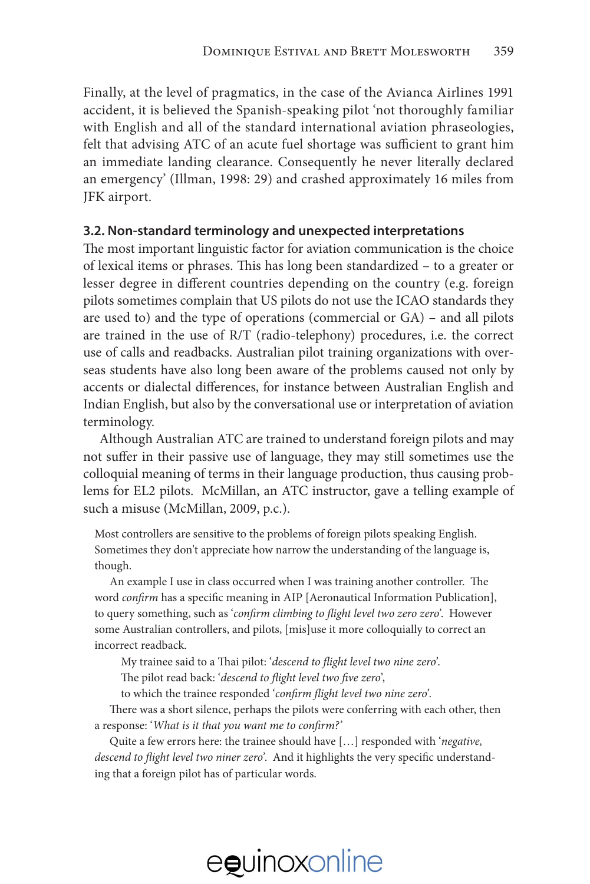Finally, at the level of pragmatics, in the case of the Avianca Airlines 1991 accident, it is believed the Spanish-speaking pilot 'not thoroughly familiar with English and all of the standard international aviation phraseologies, felt that advising ATC of an acute fuel shortage was sufficient to grant him an immediate landing clearance. Consequently he never literally declared an emergency' (Illman, 1998: 29) and crashed approximately 16 miles from JFK airport.

### 3.2. Non-standard terminology and unexpected interpretations

The most important linguistic factor for aviation communication is the choice of lexical items or phrases. This has long been standardized – to a greater or lesser degree in different countries depending on the country (e.g. foreign pilots sometimes complain that US pilots do not use the ICAO standards they are used to) and the type of operations (commercial or GA) – and all pilots are trained in the use of R/T (radio-telephony) procedures, i.e. the correct use of calls and readbacks. Australian pilot training organizations with overseas students have also long been aware of the problems caused not only by accents or dialectal differences, for instance between Australian English and Indian English, but also by the conversational use or interpretation of aviation terminology.

Although Australian ATC are trained to understand foreign pilots and may not suffer in their passive use of language, they may still sometimes use the colloquial meaning of terms in their language production, thus causing problems for EL2 pilots. McMillan, an ATC instructor, gave a telling example of such a misuse (McMillan, 2009, p.c.).

> Most controllers are sensitive to the problems of foreign pilots speaking English. Sometimes they don't appreciate how narrow the understanding of the language is, though.
>
> An example I use in class occurred when I was training another controller. The word *confirm* has a specific meaning in AIP [Aeronautical Information Publication], to query something, such as '*confirm climbing to flight level two zero zero*'. However some Australian controllers, and pilots, [mis]use it more colloquially to correct an incorrect readback.
>
> My trainee said to a Thai pilot: '*descend to flight level two nine zero*'.
>
> The pilot read back: '*descend to flight level two five zero*',
>
> to which the trainee responded '*confirm flight level two nine zero*'.
>
> There was a short silence, perhaps the pilots were conferring with each other, then a response: '*What is it that you want me to confirm?*'
>
> Quite a few errors here: the trainee should have […] responded with '*negative, descend to flight level two niner zero*'. And it highlights the very specific understanding that a foreign pilot has of particular words.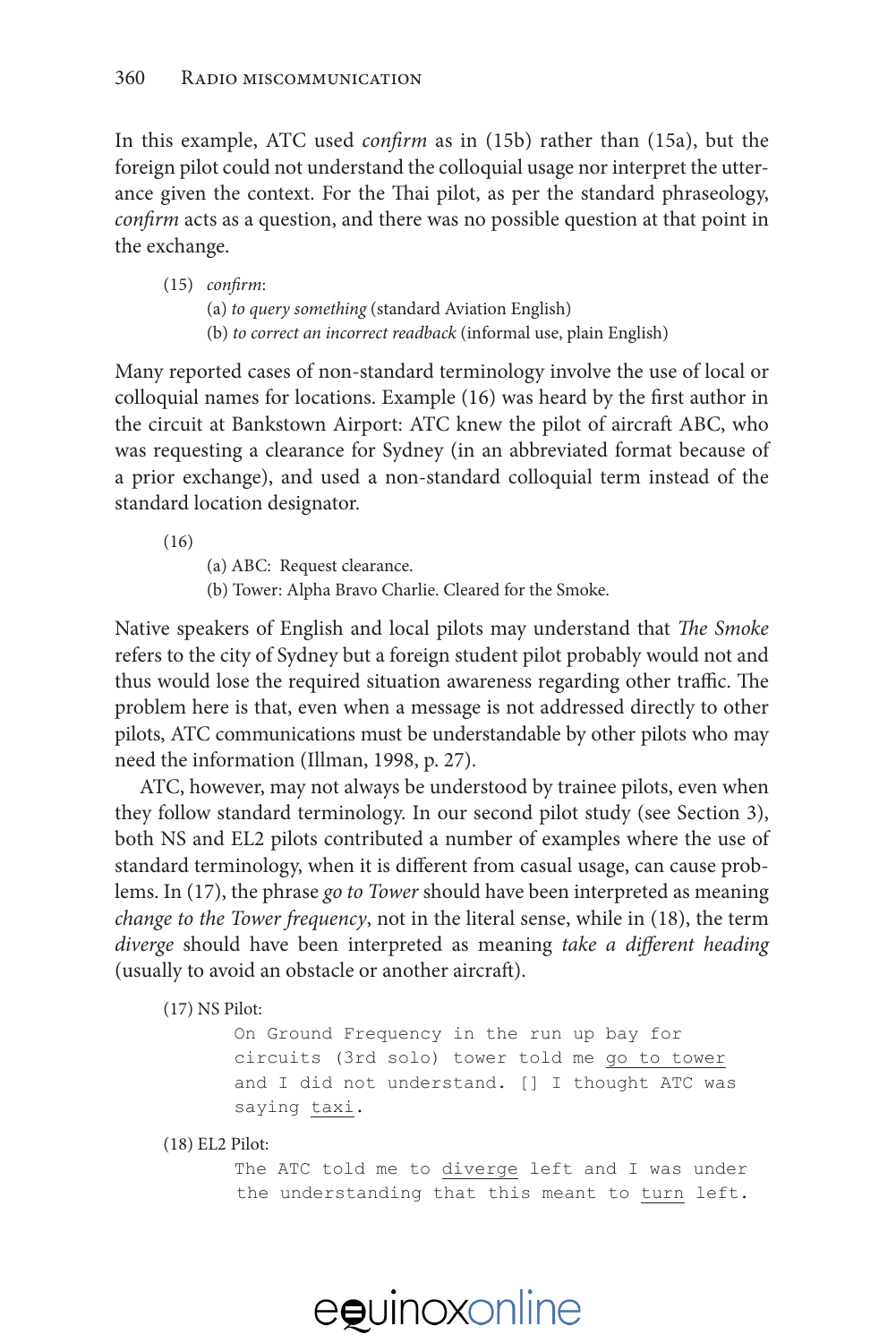In this example, ATC used *confirm* as in (15b) rather than (15a), but the foreign pilot could not understand the colloquial usage nor interpret the utterance given the context. For the Thai pilot, as per the standard phraseology, *confirm* acts as a question, and there was no possible question at that point in the exchange.

(15) *confirm*:
   (a) *to query something* (standard Aviation English)
   (b) *to correct an incorrect readback* (informal use, plain English)

Many reported cases of non-standard terminology involve the use of local or colloquial names for locations. Example (16) was heard by the first author in the circuit at Bankstown Airport: ATC knew the pilot of aircraft ABC, who was requesting a clearance for Sydney (in an abbreviated format because of a prior exchange), and used a non-standard colloquial term instead of the standard location designator.

(16)
   (a) ABC: Request clearance.
   (b) Tower: Alpha Bravo Charlie. Cleared for the Smoke.

Native speakers of English and local pilots may understand that *The Smoke* refers to the city of Sydney but a foreign student pilot probably would not and thus would lose the required situation awareness regarding other traffic. The problem here is that, even when a message is not addressed directly to other pilots, ATC communications must be understandable by other pilots who may need the information (Illman, 1998, p. 27).

ATC, however, may not always be understood by trainee pilots, even when they follow standard terminology. In our second pilot study (see Section 3), both NS and EL2 pilots contributed a number of examples where the use of standard terminology, when it is different from casual usage, can cause problems. In (17), the phrase *go to Tower* should have been interpreted as meaning *change to the Tower frequency*, not in the literal sense, while in (18), the term *diverge* should have been interpreted as meaning *take a different heading* (usually to avoid an obstacle or another aircraft).

(17) NS Pilot:

```
On Ground Frequency in the run up bay for
circuits (3rd solo) tower told me go to tower
and I did not understand. [] I thought ATC was
saying taxi.
```

(18) EL2 Pilot:

```
The ATC told me to diverge left and I was under
the understanding that this meant to turn left.
```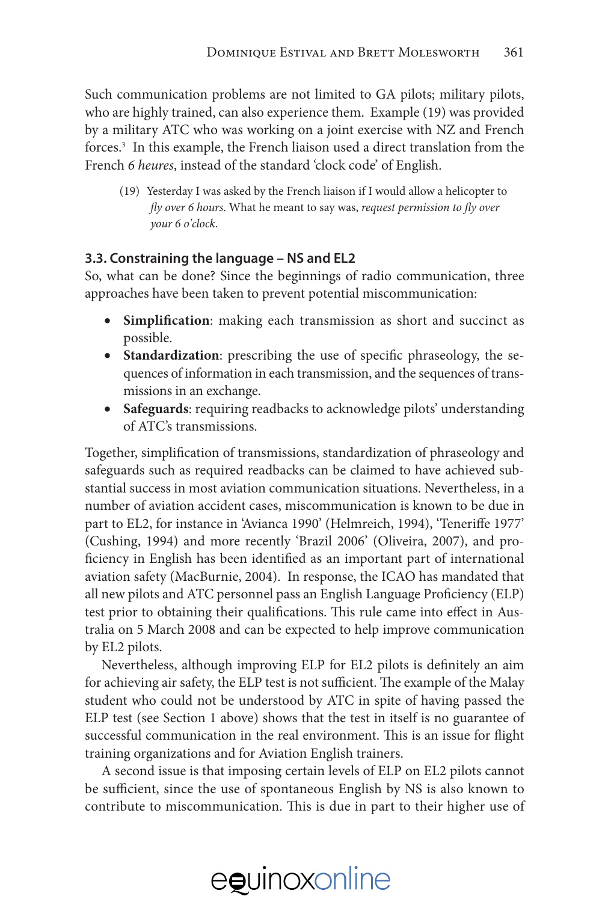Such communication problems are not limited to GA pilots; military pilots, who are highly trained, can also experience them. Example (19) was provided by a military ATC who was working on a joint exercise with NZ and French forces.[3] In this example, the French liaison used a direct translation from the French *6 heures*, instead of the standard 'clock code' of English.

> (19) Yesterday I was asked by the French liaison if I would allow a helicopter to *fly over 6 hours*. What he meant to say was, *request permission to fly over your 6 o'clock*.

### 3.3. Constraining the language – NS and EL2

So, what can be done? Since the beginnings of radio communication, three approaches have been taken to prevent potential miscommunication:

- **Simplification**: making each transmission as short and succinct as possible.
- **Standardization**: prescribing the use of specific phraseology, the sequences of information in each transmission, and the sequences of transmissions in an exchange.
- **Safeguards**: requiring readbacks to acknowledge pilots' understanding of ATC's transmissions.

Together, simplification of transmissions, standardization of phraseology and safeguards such as required readbacks can be claimed to have achieved substantial success in most aviation communication situations. Nevertheless, in a number of aviation accident cases, miscommunication is known to be due in part to EL2, for instance in 'Avianca 1990' (Helmreich, 1994), 'Teneriffe 1977' (Cushing, 1994) and more recently 'Brazil 2006' (Oliveira, 2007), and proficiency in English has been identified as an important part of international aviation safety (MacBurnie, 2004). In response, the ICAO has mandated that all new pilots and ATC personnel pass an English Language Proficiency (ELP) test prior to obtaining their qualifications. This rule came into effect in Australia on 5 March 2008 and can be expected to help improve communication by EL2 pilots.

Nevertheless, although improving ELP for EL2 pilots is definitely an aim for achieving air safety, the ELP test is not sufficient. The example of the Malay student who could not be understood by ATC in spite of having passed the ELP test (see Section 1 above) shows that the test in itself is no guarantee of successful communication in the real environment. This is an issue for flight training organizations and for Aviation English trainers.

A second issue is that imposing certain levels of ELP on EL2 pilots cannot be sufficient, since the use of spontaneous English by NS is also known to contribute to miscommunication. This is due in part to their higher use of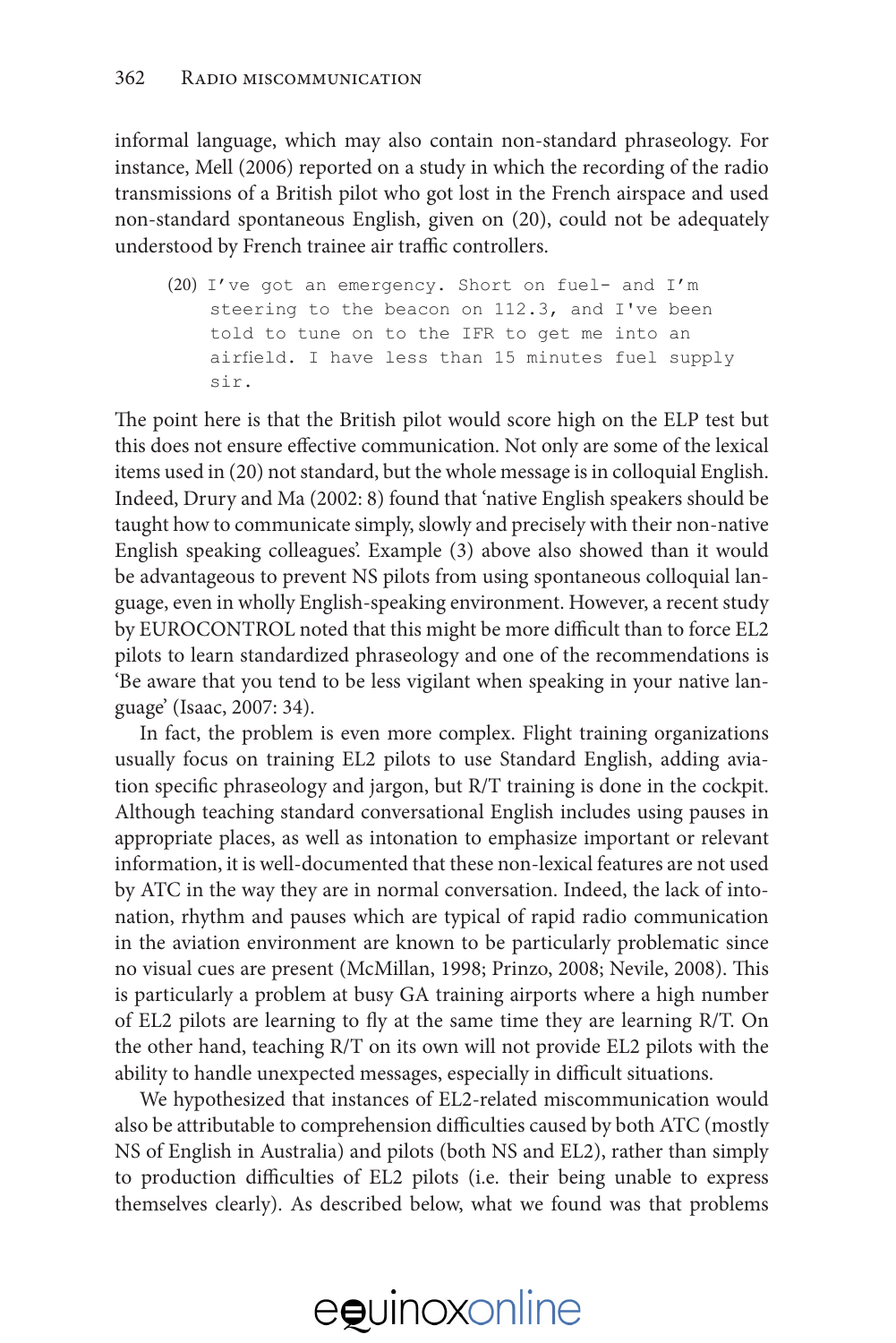informal language, which may also contain non-standard phraseology. For instance, Mell (2006) reported on a study in which the recording of the radio transmissions of a British pilot who got lost in the French airspace and used non-standard spontaneous English, given on (20), could not be adequately understood by French trainee air traffic controllers.

(20) I've got an emergency. Short on fuel- and I'm steering to the beacon on 112.3, and I've been told to tune on to the IFR to get me into an airfield. I have less than 15 minutes fuel supply sir.

The point here is that the British pilot would score high on the ELP test but this does not ensure effective communication. Not only are some of the lexical items used in (20) not standard, but the whole message is in colloquial English. Indeed, Drury and Ma (2002: 8) found that 'native English speakers should be taught how to communicate simply, slowly and precisely with their non-native English speaking colleagues'. Example (3) above also showed than it would be advantageous to prevent NS pilots from using spontaneous colloquial language, even in wholly English-speaking environment. However, a recent study by EUROCONTROL noted that this might be more difficult than to force EL2 pilots to learn standardized phraseology and one of the recommendations is 'Be aware that you tend to be less vigilant when speaking in your native language' (Isaac, 2007: 34).

In fact, the problem is even more complex. Flight training organizations usually focus on training EL2 pilots to use Standard English, adding aviation specific phraseology and jargon, but R/T training is done in the cockpit. Although teaching standard conversational English includes using pauses in appropriate places, as well as intonation to emphasize important or relevant information, it is well-documented that these non-lexical features are not used by ATC in the way they are in normal conversation. Indeed, the lack of intonation, rhythm and pauses which are typical of rapid radio communication in the aviation environment are known to be particularly problematic since no visual cues are present (McMillan, 1998; Prinzo, 2008; Nevile, 2008). This is particularly a problem at busy GA training airports where a high number of EL2 pilots are learning to fly at the same time they are learning R/T. On the other hand, teaching R/T on its own will not provide EL2 pilots with the ability to handle unexpected messages, especially in difficult situations.

We hypothesized that instances of EL2-related miscommunication would also be attributable to comprehension difficulties caused by both ATC (mostly NS of English in Australia) and pilots (both NS and EL2), rather than simply to production difficulties of EL2 pilots (i.e. their being unable to express themselves clearly). As described below, what we found was that problems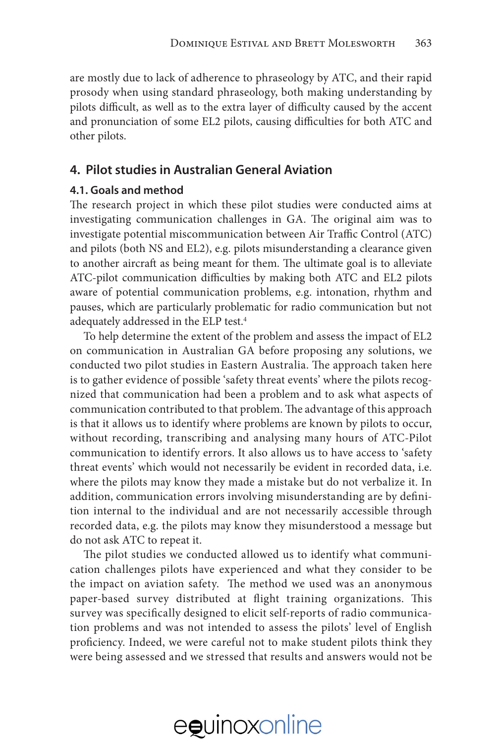are mostly due to lack of adherence to phraseology by ATC, and their rapid prosody when using standard phraseology, both making understanding by pilots difficult, as well as to the extra layer of difficulty caused by the accent and pronunciation of some EL2 pilots, causing difficulties for both ATC and other pilots.

## 4. Pilot studies in Australian General Aviation

### 4.1. Goals and method

The research project in which these pilot studies were conducted aims at investigating communication challenges in GA. The original aim was to investigate potential miscommunication between Air Traffic Control (ATC) and pilots (both NS and EL2), e.g. pilots misunderstanding a clearance given to another aircraft as being meant for them. The ultimate goal is to alleviate ATC-pilot communication difficulties by making both ATC and EL2 pilots aware of potential communication problems, e.g. intonation, rhythm and pauses, which are particularly problematic for radio communication but not adequately addressed in the ELP test.[4]

To help determine the extent of the problem and assess the impact of EL2 on communication in Australian GA before proposing any solutions, we conducted two pilot studies in Eastern Australia. The approach taken here is to gather evidence of possible 'safety threat events' where the pilots recognized that communication had been a problem and to ask what aspects of communication contributed to that problem. The advantage of this approach is that it allows us to identify where problems are known by pilots to occur, without recording, transcribing and analysing many hours of ATC-Pilot communication to identify errors. It also allows us to have access to 'safety threat events' which would not necessarily be evident in recorded data, i.e. where the pilots may know they made a mistake but do not verbalize it. In addition, communication errors involving misunderstanding are by definition internal to the individual and are not necessarily accessible through recorded data, e.g. the pilots may know they misunderstood a message but do not ask ATC to repeat it.

The pilot studies we conducted allowed us to identify what communication challenges pilots have experienced and what they consider to be the impact on aviation safety. The method we used was an anonymous paper-based survey distributed at flight training organizations. This survey was specifically designed to elicit self-reports of radio communication problems and was not intended to assess the pilots' level of English proficiency. Indeed, we were careful not to make student pilots think they were being assessed and we stressed that results and answers would not be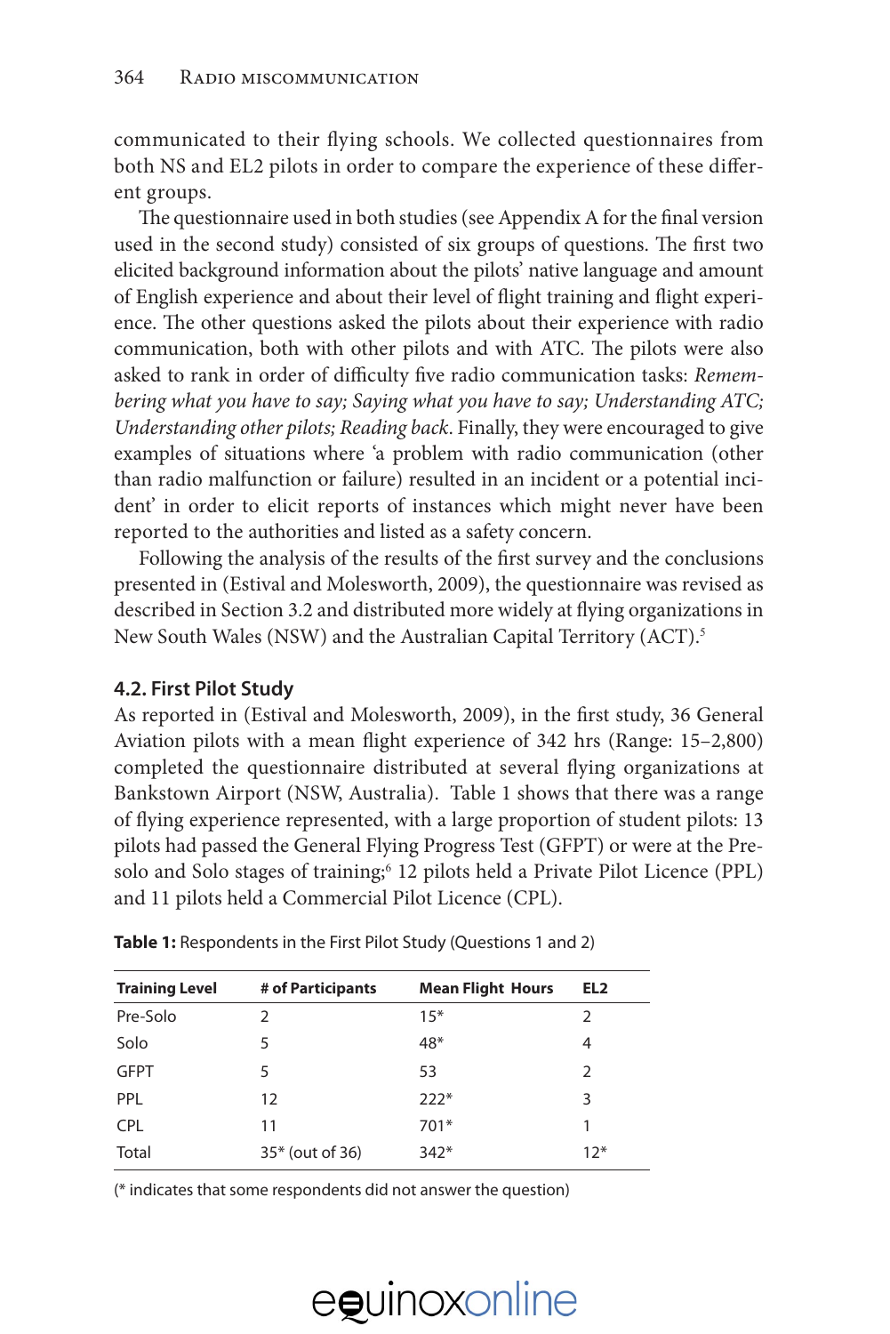communicated to their flying schools. We collected questionnaires from both NS and EL2 pilots in order to compare the experience of these different groups.

The questionnaire used in both studies (see Appendix A for the final version used in the second study) consisted of six groups of questions. The first two elicited background information about the pilots' native language and amount of English experience and about their level of flight training and flight experience. The other questions asked the pilots about their experience with radio communication, both with other pilots and with ATC. The pilots were also asked to rank in order of difficulty five radio communication tasks: *Remembering what you have to say; Saying what you have to say; Understanding ATC; Understanding other pilots; Reading back*. Finally, they were encouraged to give examples of situations where 'a problem with radio communication (other than radio malfunction or failure) resulted in an incident or a potential incident' in order to elicit reports of instances which might never have been reported to the authorities and listed as a safety concern.

Following the analysis of the results of the first survey and the conclusions presented in (Estival and Molesworth, 2009), the questionnaire was revised as described in Section 3.2 and distributed more widely at flying organizations in New South Wales (NSW) and the Australian Capital Territory (ACT).[5]

### 4.2. First Pilot Study

As reported in (Estival and Molesworth, 2009), in the first study, 36 General Aviation pilots with a mean flight experience of 342 hrs (Range: 15–2,800) completed the questionnaire distributed at several flying organizations at Bankstown Airport (NSW, Australia). Table 1 shows that there was a range of flying experience represented, with a large proportion of student pilots: 13 pilots had passed the General Flying Progress Test (GFPT) or were at the Pre-solo and Solo stages of training;[6] 12 pilots held a Private Pilot Licence (PPL) and 11 pilots held a Commercial Pilot Licence (CPL).

**Table 1:** Respondents in the First Pilot Study (Questions 1 and 2)

| Training Level | # of Participants | Mean Flight Hours | EL2 |
|---|---|---|---|
| Pre-Solo | 2 | 15* | 2 |
| Solo | 5 | 48* | 4 |
| GFPT | 5 | 53 | 2 |
| PPL | 12 | 222* | 3 |
| CPL | 11 | 701* | 1 |
| Total | 35* (out of 36) | 342* | 12* |

(* indicates that some respondents did not answer the question)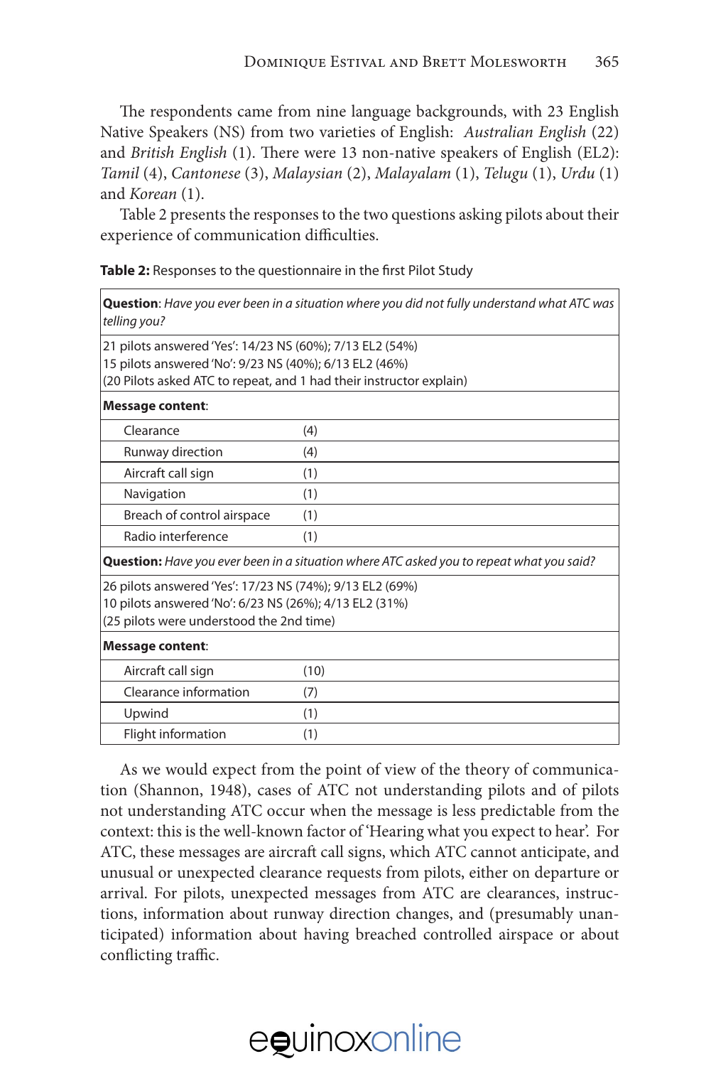The respondents came from nine language backgrounds, with 23 English Native Speakers (NS) from two varieties of English: *Australian English* (22) and *British English* (1). There were 13 non-native speakers of English (EL2): *Tamil* (4), *Cantonese* (3), *Malaysian* (2), *Malayalam* (1), *Telugu* (1), *Urdu* (1) and *Korean* (1).

Table 2 presents the responses to the two questions asking pilots about their experience of communication difficulties.

**Table 2:** Responses to the questionnaire in the first Pilot Study

| | |
|---|---|
| **Question**: *Have you ever been in a situation where you did not fully understand what ATC was telling you?* | |
| 21 pilots answered 'Yes': 14/23 NS (60%); 7/13 EL2 (54%)<br>15 pilots answered 'No': 9/23 NS (40%); 6/13 EL2 (46%)<br>(20 Pilots asked ATC to repeat, and 1 had their instructor explain) | |
| **Message content**: | |
| Clearance | (4) |
| Runway direction | (4) |
| Aircraft call sign | (1) |
| Navigation | (1) |
| Breach of control airspace | (1) |
| Radio interference | (1) |
| **Question:** *Have you ever been in a situation where ATC asked you to repeat what you said?* | |
| 26 pilots answered 'Yes': 17/23 NS (74%); 9/13 EL2 (69%)<br>10 pilots answered 'No': 6/23 NS (26%); 4/13 EL2 (31%)<br>(25 pilots were understood the 2nd time) | |
| **Message content**: | |
| Aircraft call sign | (10) |
| Clearance information | (7) |
| Upwind | (1) |
| Flight information | (1) |

As we would expect from the point of view of the theory of communication (Shannon, 1948), cases of ATC not understanding pilots and of pilots not understanding ATC occur when the message is less predictable from the context: this is the well-known factor of 'Hearing what you expect to hear'. For ATC, these messages are aircraft call signs, which ATC cannot anticipate, and unusual or unexpected clearance requests from pilots, either on departure or arrival. For pilots, unexpected messages from ATC are clearances, instructions, information about runway direction changes, and (presumably unanticipated) information about having breached controlled airspace or about conflicting traffic.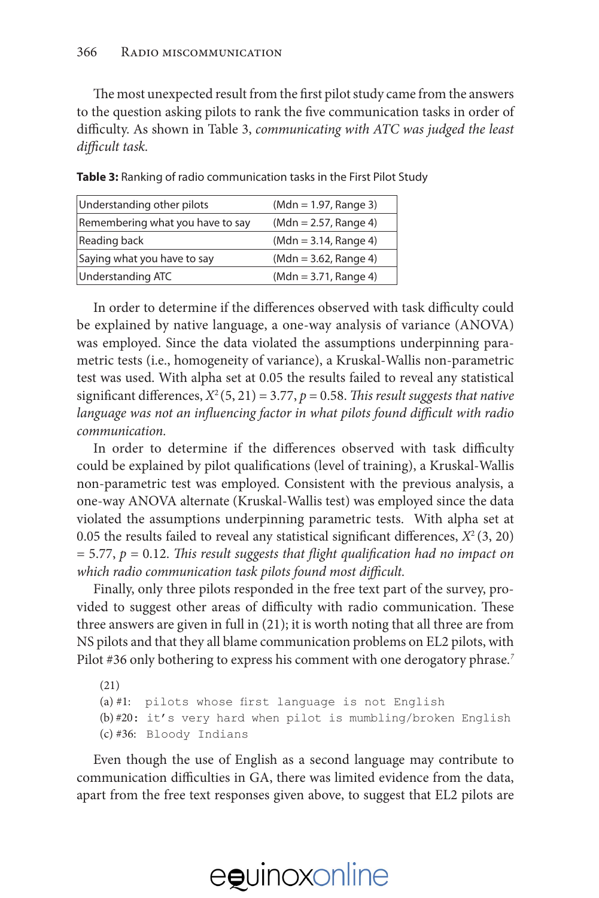The most unexpected result from the first pilot study came from the answers to the question asking pilots to rank the five communication tasks in order of difficulty. As shown in Table 3, *communicating with ATC was judged the least difficult task.*

**Table 3:** Ranking of radio communication tasks in the First Pilot Study

| | |
|---|---|
| Understanding other pilots | (Mdn = 1.97, Range 3) |
| Remembering what you have to say | (Mdn = 2.57, Range 4) |
| Reading back | (Mdn = 3.14, Range 4) |
| Saying what you have to say | (Mdn = 3.62, Range 4) |
| Understanding ATC | (Mdn = 3.71, Range 4) |

In order to determine if the differences observed with task difficulty could be explained by native language, a one-way analysis of variance (ANOVA) was employed. Since the data violated the assumptions underpinning parametric tests (i.e., homogeneity of variance), a Kruskal-Wallis non-parametric test was used. With alpha set at 0.05 the results failed to reveal any statistical significant differences, $X^2(5, 21) = 3.77$, $p = 0.58$. *This result suggests that native language was not an influencing factor in what pilots found difficult with radio communication.*

In order to determine if the differences observed with task difficulty could be explained by pilot qualifications (level of training), a Kruskal-Wallis non-parametric test was employed. Consistent with the previous analysis, a one-way ANOVA alternate (Kruskal-Wallis test) was employed since the data violated the assumptions underpinning parametric tests. With alpha set at 0.05 the results failed to reveal any statistical significant differences, $X^2(3, 20) = 5.77$, $p = 0.12$. *This result suggests that flight qualification had no impact on which radio communication task pilots found most difficult.*

Finally, only three pilots responded in the free text part of the survey, provided to suggest other areas of difficulty with radio communication. These three answers are given in full in (21); it is worth noting that all three are from NS pilots and that they all blame communication problems on EL2 pilots, with Pilot #36 only bothering to express his comment with one derogatory phrase.[7]

(21)
(a) #1: `pilots whose first language is not English`
(b) #20: `it's very hard when pilot is mumbling/broken English`
(c) #36: `Bloody Indians`

Even though the use of English as a second language may contribute to communication difficulties in GA, there was limited evidence from the data, apart from the free text responses given above, to suggest that EL2 pilots are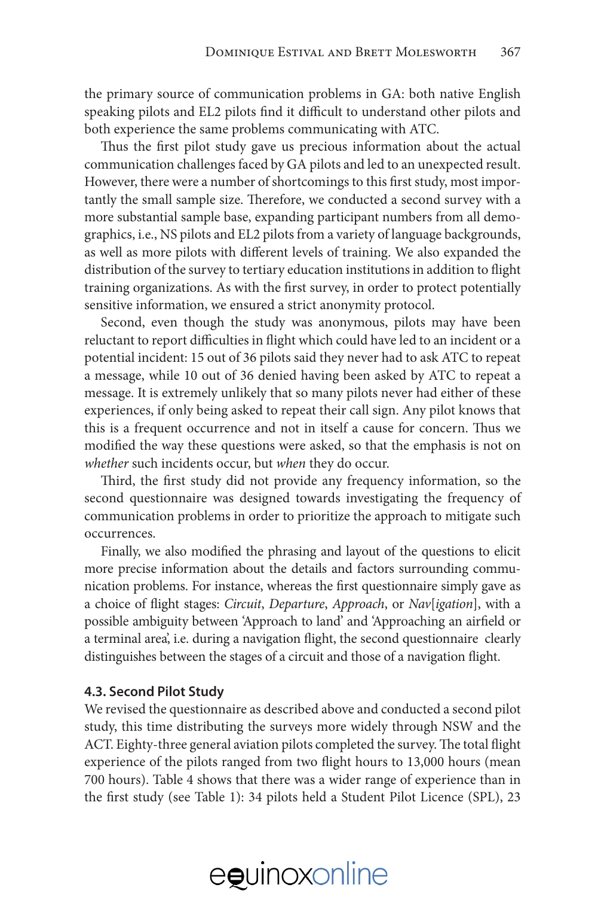the primary source of communication problems in GA: both native English speaking pilots and EL2 pilots find it difficult to understand other pilots and both experience the same problems communicating with ATC.

Thus the first pilot study gave us precious information about the actual communication challenges faced by GA pilots and led to an unexpected result. However, there were a number of shortcomings to this first study, most importantly the small sample size. Therefore, we conducted a second survey with a more substantial sample base, expanding participant numbers from all demographics, i.e., NS pilots and EL2 pilots from a variety of language backgrounds, as well as more pilots with different levels of training. We also expanded the distribution of the survey to tertiary education institutions in addition to flight training organizations. As with the first survey, in order to protect potentially sensitive information, we ensured a strict anonymity protocol.

Second, even though the study was anonymous, pilots may have been reluctant to report difficulties in flight which could have led to an incident or a potential incident: 15 out of 36 pilots said they never had to ask ATC to repeat a message, while 10 out of 36 denied having been asked by ATC to repeat a message. It is extremely unlikely that so many pilots never had either of these experiences, if only being asked to repeat their call sign. Any pilot knows that this is a frequent occurrence and not in itself a cause for concern. Thus we modified the way these questions were asked, so that the emphasis is not on *whether* such incidents occur, but *when* they do occur.

Third, the first study did not provide any frequency information, so the second questionnaire was designed towards investigating the frequency of communication problems in order to prioritize the approach to mitigate such occurrences.

Finally, we also modified the phrasing and layout of the questions to elicit more precise information about the details and factors surrounding communication problems. For instance, whereas the first questionnaire simply gave as a choice of flight stages: *Circuit*, *Departure*, *Approach*, or *Nav*[*igation*], with a possible ambiguity between 'Approach to land' and 'Approaching an airfield or a terminal area', i.e. during a navigation flight, the second questionnaire clearly distinguishes between the stages of a circuit and those of a navigation flight.

### 4.3. Second Pilot Study

We revised the questionnaire as described above and conducted a second pilot study, this time distributing the surveys more widely through NSW and the ACT. Eighty-three general aviation pilots completed the survey. The total flight experience of the pilots ranged from two flight hours to 13,000 hours (mean 700 hours). Table 4 shows that there was a wider range of experience than in the first study (see Table 1): 34 pilots held a Student Pilot Licence (SPL), 23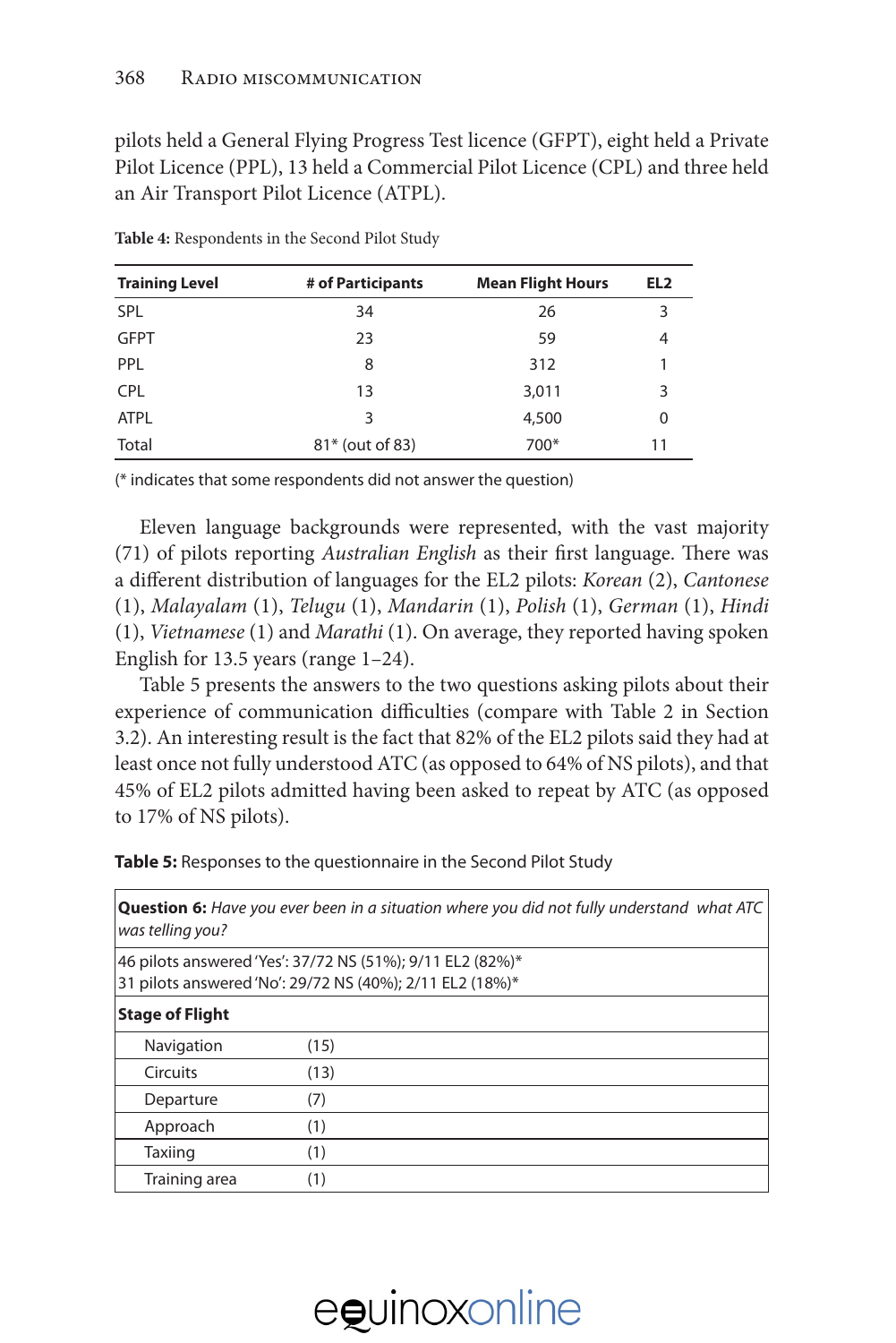pilots held a General Flying Progress Test licence (GFPT), eight held a Private Pilot Licence (PPL), 13 held a Commercial Pilot Licence (CPL) and three held an Air Transport Pilot Licence (ATPL).

**Table 4:** Respondents in the Second Pilot Study

| Training Level | # of Participants | Mean Flight Hours | EL2 |
|---|---|---|---|
| SPL | 34 | 26 | 3 |
| GFPT | 23 | 59 | 4 |
| PPL | 8 | 312 | 1 |
| CPL | 13 | 3,011 | 3 |
| ATPL | 3 | 4,500 | 0 |
| Total | 81* (out of 83) | 700* | 11 |

(* indicates that some respondents did not answer the question)

Eleven language backgrounds were represented, with the vast majority (71) of pilots reporting *Australian English* as their first language. There was a different distribution of languages for the EL2 pilots: *Korean* (2), *Cantonese* (1), *Malayalam* (1), *Telugu* (1), *Mandarin* (1), *Polish* (1), *German* (1), *Hindi* (1), *Vietnamese* (1) and *Marathi* (1). On average, they reported having spoken English for 13.5 years (range 1–24).

Table 5 presents the answers to the two questions asking pilots about their experience of communication difficulties (compare with Table 2 in Section 3.2). An interesting result is the fact that 82% of the EL2 pilots said they had at least once not fully understood ATC (as opposed to 64% of NS pilots), and that 45% of EL2 pilots admitted having been asked to repeat by ATC (as opposed to 17% of NS pilots).

**Table 5:** Responses to the questionnaire in the Second Pilot Study

| | |
|---|---|
| **Question 6:** *Have you ever been in a situation where you did not fully understand what ATC was telling you?* | |
| 46 pilots answered 'Yes': 37/72 NS (51%); 9/11 EL2 (82%)*<br>31 pilots answered 'No': 29/72 NS (40%); 2/11 EL2 (18%)* | |
| **Stage of Flight** | |
| Navigation | (15) |
| Circuits | (13) |
| Departure | (7) |
| Approach | (1) |
| Taxiing | (1) |
| Training area | (1) |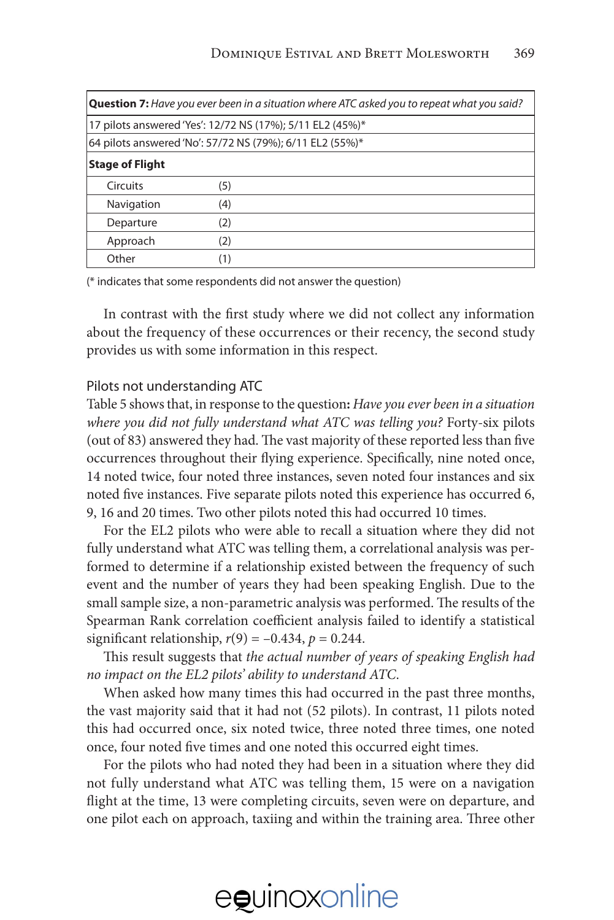| **Question 7:** *Have you ever been in a situation where ATC asked you to repeat what you said?* | |
|---|---|
| 17 pilots answered 'Yes': 12/72 NS (17%); 5/11 EL2 (45%)* | |
| 64 pilots answered 'No': 57/72 NS (79%); 6/11 EL2 (55%)* | |
| **Stage of Flight** | |
| Circuits | (5) |
| Navigation | (4) |
| Departure | (2) |
| Approach | (2) |
| Other | (1) |

(* indicates that some respondents did not answer the question)

In contrast with the first study where we did not collect any information about the frequency of these occurrences or their recency, the second study provides us with some information in this respect.

### Pilots not understanding ATC

Table 5 shows that, in response to the question**:** *Have you ever been in a situation where you did not fully understand what ATC was telling you?* Forty-six pilots (out of 83) answered they had. The vast majority of these reported less than five occurrences throughout their flying experience. Specifically, nine noted once, 14 noted twice, four noted three instances, seven noted four instances and six noted five instances. Five separate pilots noted this experience has occurred 6, 9, 16 and 20 times. Two other pilots noted this had occurred 10 times.

For the EL2 pilots who were able to recall a situation where they did not fully understand what ATC was telling them, a correlational analysis was performed to determine if a relationship existed between the frequency of such event and the number of years they had been speaking English. Due to the small sample size, a non-parametric analysis was performed. The results of the Spearman Rank correlation coefficient analysis failed to identify a statistical significant relationship, $r(9) = -0.434$, $p = 0.244$.

This result suggests that *the actual number of years of speaking English had no impact on the EL2 pilots' ability to understand ATC*.

When asked how many times this had occurred in the past three months, the vast majority said that it had not (52 pilots). In contrast, 11 pilots noted this had occurred once, six noted twice, three noted three times, one noted once, four noted five times and one noted this occurred eight times.

For the pilots who had noted they had been in a situation where they did not fully understand what ATC was telling them, 15 were on a navigation flight at the time, 13 were completing circuits, seven were on departure, and one pilot each on approach, taxiing and within the training area. Three other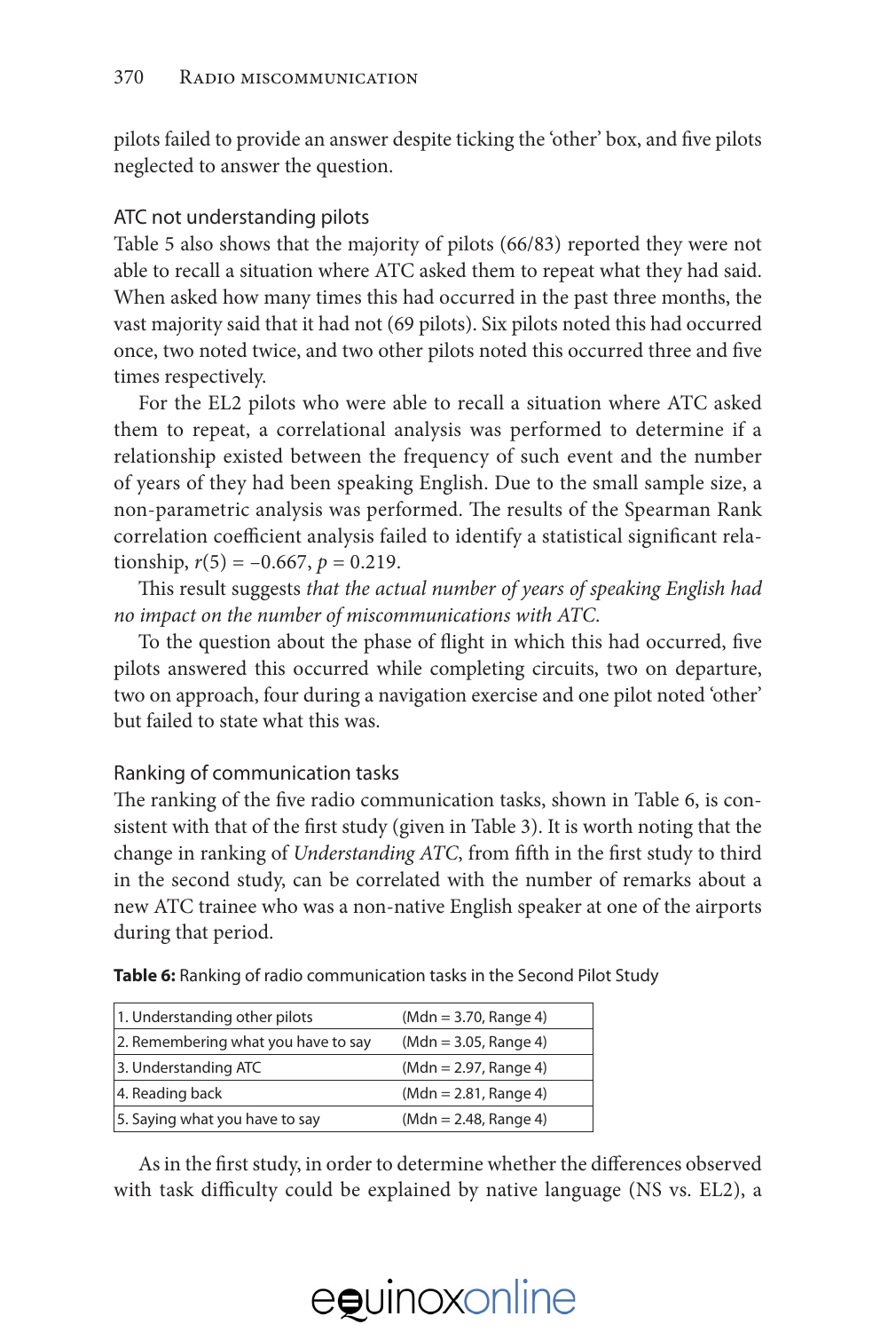pilots failed to provide an answer despite ticking the 'other' box, and five pilots neglected to answer the question.

### ATC not understanding pilots

Table 5 also shows that the majority of pilots (66/83) reported they were not able to recall a situation where ATC asked them to repeat what they had said. When asked how many times this had occurred in the past three months, the vast majority said that it had not (69 pilots). Six pilots noted this had occurred once, two noted twice, and two other pilots noted this occurred three and five times respectively.

For the EL2 pilots who were able to recall a situation where ATC asked them to repeat, a correlational analysis was performed to determine if a relationship existed between the frequency of such event and the number of years of they had been speaking English. Due to the small sample size, a non-parametric analysis was performed. The results of the Spearman Rank correlation coefficient analysis failed to identify a statistical significant relationship, $r(5) = -0.667$, $p = 0.219$.

This result suggests *that the actual number of years of speaking English had no impact on the number of miscommunications with ATC.*

To the question about the phase of flight in which this had occurred, five pilots answered this occurred while completing circuits, two on departure, two on approach, four during a navigation exercise and one pilot noted 'other' but failed to state what this was.

### Ranking of communication tasks

The ranking of the five radio communication tasks, shown in Table 6, is consistent with that of the first study (given in Table 3). It is worth noting that the change in ranking of *Understanding ATC*, from fifth in the first study to third in the second study, can be correlated with the number of remarks about a new ATC trainee who was a non-native English speaker at one of the airports during that period.

**Table 6:** Ranking of radio communication tasks in the Second Pilot Study

| | |
|---|---|
| 1. Understanding other pilots | (Mdn = 3.70, Range 4) |
| 2. Remembering what you have to say | (Mdn = 3.05, Range 4) |
| 3. Understanding ATC | (Mdn = 2.97, Range 4) |
| 4. Reading back | (Mdn = 2.81, Range 4) |
| 5. Saying what you have to say | (Mdn = 2.48, Range 4) |

As in the first study, in order to determine whether the differences observed with task difficulty could be explained by native language (NS vs. EL2), a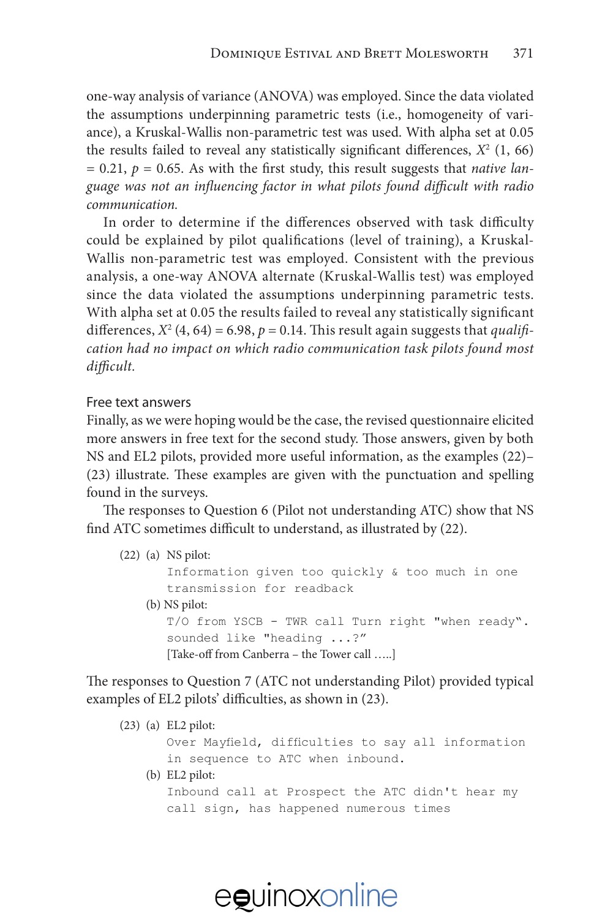one-way analysis of variance (ANOVA) was employed. Since the data violated the assumptions underpinning parametric tests (i.e., homogeneity of variance), a Kruskal-Wallis non-parametric test was used. With alpha set at 0.05 the results failed to reveal any statistically significant differences, $X^2$ (1, 66) = 0.21, $p$ = 0.65. As with the first study, this result suggests that *native language was not an influencing factor in what pilots found difficult with radio communication.*

In order to determine if the differences observed with task difficulty could be explained by pilot qualifications (level of training), a Kruskal-Wallis non-parametric test was employed. Consistent with the previous analysis, a one-way ANOVA alternate (Kruskal-Wallis test) was employed since the data violated the assumptions underpinning parametric tests. With alpha set at 0.05 the results failed to reveal any statistically significant differences, $X^2$ (4, 64) = 6.98, $p$ = 0.14. This result again suggests that *qualification had no impact on which radio communication task pilots found most difficult.*

### Free text answers

Finally, as we were hoping would be the case, the revised questionnaire elicited more answers in free text for the second study. Those answers, given by both NS and EL2 pilots, provided more useful information, as the examples (22)–(23) illustrate. These examples are given with the punctuation and spelling found in the surveys.

The responses to Question 6 (Pilot not understanding ATC) show that NS find ATC sometimes difficult to understand, as illustrated by (22).

(22) (a) NS pilot:

```
Information given too quickly & too much in one
transmission for readback
```

(b) NS pilot:

```
T/O from YSCB - TWR call Turn right "when ready".
sounded like "heading ...?"
```

[Take-off from Canberra – the Tower call …..]

The responses to Question 7 (ATC not understanding Pilot) provided typical examples of EL2 pilots' difficulties, as shown in (23).

(23) (a) EL2 pilot:

```
Over Mayfield, difficulties to say all information
in sequence to ATC when inbound.
```

(b) EL2 pilot:

```
Inbound call at Prospect the ATC didn't hear my
call sign, has happened numerous times
```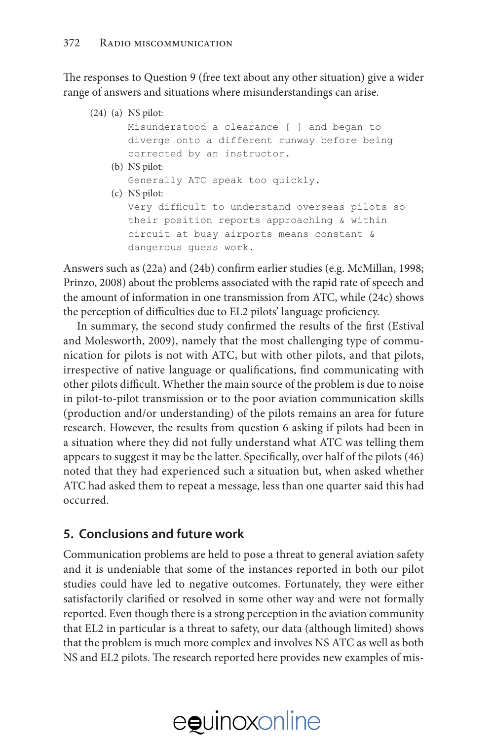The responses to Question 9 (free text about any other situation) give a wider range of answers and situations where misunderstandings can arise.

(24) (a) NS pilot:
`Misunderstood a clearance [ ] and began to diverge onto a different runway before being corrected by an instructor.`

(b) NS pilot:
`Generally ATC speak too quickly.`

(c) NS pilot:
`Very difficult to understand overseas pilots so their position reports approaching & within circuit at busy airports means constant & dangerous guess work.`

Answers such as (22a) and (24b) confirm earlier studies (e.g. McMillan, 1998; Prinzo, 2008) about the problems associated with the rapid rate of speech and the amount of information in one transmission from ATC, while (24c) shows the perception of difficulties due to EL2 pilots' language proficiency.

In summary, the second study confirmed the results of the first (Estival and Molesworth, 2009), namely that the most challenging type of communication for pilots is not with ATC, but with other pilots, and that pilots, irrespective of native language or qualifications, find communicating with other pilots difficult. Whether the main source of the problem is due to noise in pilot-to-pilot transmission or to the poor aviation communication skills (production and/or understanding) of the pilots remains an area for future research. However, the results from question 6 asking if pilots had been in a situation where they did not fully understand what ATC was telling them appears to suggest it may be the latter. Specifically, over half of the pilots (46) noted that they had experienced such a situation but, when asked whether ATC had asked them to repeat a message, less than one quarter said this had occurred.

## 5. Conclusions and future work

Communication problems are held to pose a threat to general aviation safety and it is undeniable that some of the instances reported in both our pilot studies could have led to negative outcomes. Fortunately, they were either satisfactorily clarified or resolved in some other way and were not formally reported. Even though there is a strong perception in the aviation community that EL2 in particular is a threat to safety, our data (although limited) shows that the problem is much more complex and involves NS ATC as well as both NS and EL2 pilots. The research reported here provides new examples of mis-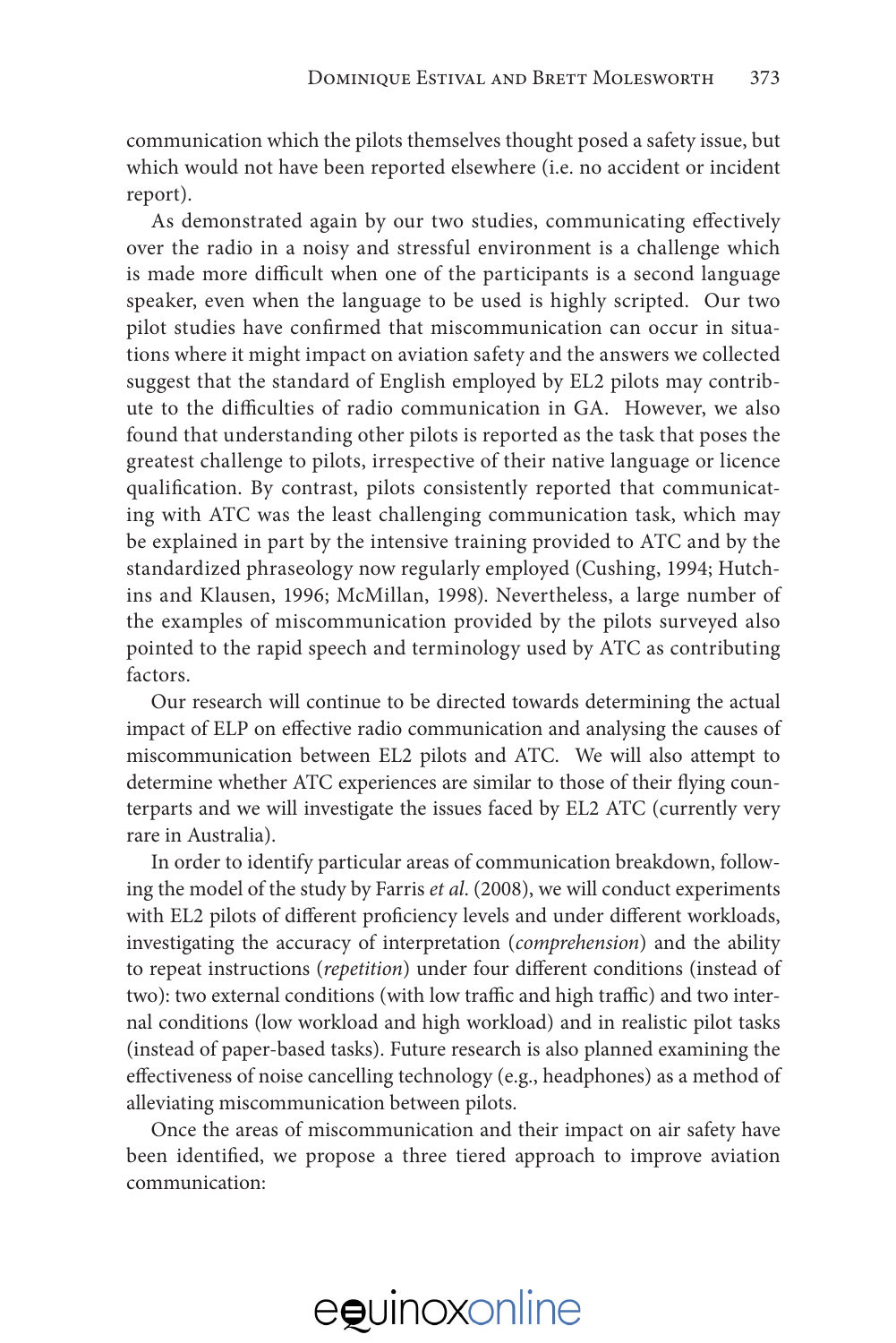communication which the pilots themselves thought posed a safety issue, but which would not have been reported elsewhere (i.e. no accident or incident report).

As demonstrated again by our two studies, communicating effectively over the radio in a noisy and stressful environment is a challenge which is made more difficult when one of the participants is a second language speaker, even when the language to be used is highly scripted. Our two pilot studies have confirmed that miscommunication can occur in situations where it might impact on aviation safety and the answers we collected suggest that the standard of English employed by EL2 pilots may contribute to the difficulties of radio communication in GA. However, we also found that understanding other pilots is reported as the task that poses the greatest challenge to pilots, irrespective of their native language or licence qualification. By contrast, pilots consistently reported that communicating with ATC was the least challenging communication task, which may be explained in part by the intensive training provided to ATC and by the standardized phraseology now regularly employed (Cushing, 1994; Hutchins and Klausen, 1996; McMillan, 1998). Nevertheless, a large number of the examples of miscommunication provided by the pilots surveyed also pointed to the rapid speech and terminology used by ATC as contributing factors.

Our research will continue to be directed towards determining the actual impact of ELP on effective radio communication and analysing the causes of miscommunication between EL2 pilots and ATC. We will also attempt to determine whether ATC experiences are similar to those of their flying counterparts and we will investigate the issues faced by EL2 ATC (currently very rare in Australia).

In order to identify particular areas of communication breakdown, following the model of the study by Farris *et al.* (2008), we will conduct experiments with EL2 pilots of different proficiency levels and under different workloads, investigating the accuracy of interpretation (*comprehension*) and the ability to repeat instructions (*repetition*) under four different conditions (instead of two): two external conditions (with low traffic and high traffic) and two internal conditions (low workload and high workload) and in realistic pilot tasks (instead of paper-based tasks). Future research is also planned examining the effectiveness of noise cancelling technology (e.g., headphones) as a method of alleviating miscommunication between pilots.

Once the areas of miscommunication and their impact on air safety have been identified, we propose a three tiered approach to improve aviation communication: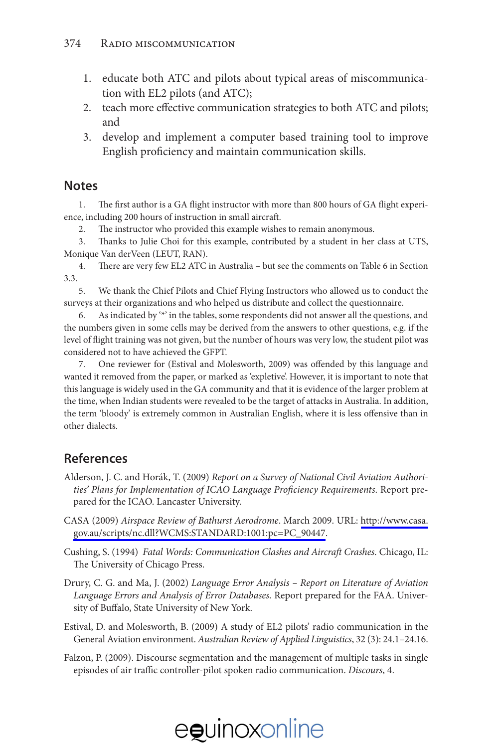1. educate both ATC and pilots about typical areas of miscommunication with EL2 pilots (and ATC);
2. teach more effective communication strategies to both ATC and pilots; and
3. develop and implement a computer based training tool to improve English proficiency and maintain communication skills.

## Notes

1. The first author is a GA flight instructor with more than 800 hours of GA flight experience, including 200 hours of instruction in small aircraft.

2. The instructor who provided this example wishes to remain anonymous.

3. Thanks to Julie Choi for this example, contributed by a student in her class at UTS, Monique Van derVeen (LEUT, RAN).

4. There are very few EL2 ATC in Australia – but see the comments on Table 6 in Section 3.3.

5. We thank the Chief Pilots and Chief Flying Instructors who allowed us to conduct the surveys at their organizations and who helped us distribute and collect the questionnaire.

6. As indicated by '*' in the tables, some respondents did not answer all the questions, and the numbers given in some cells may be derived from the answers to other questions, e.g. if the level of flight training was not given, but the number of hours was very low, the student pilot was considered not to have achieved the GFPT.

7. One reviewer for (Estival and Molesworth, 2009) was offended by this language and wanted it removed from the paper, or marked as 'expletive'. However, it is important to note that this language is widely used in the GA community and that it is evidence of the larger problem at the time, when Indian students were revealed to be the target of attacks in Australia. In addition, the term 'bloody' is extremely common in Australian English, where it is less offensive than in other dialects.

## References

Alderson, J. C. and Horák, T. (2009) *Report on a Survey of National Civil Aviation Authorities' Plans for Implementation of ICAO Language Proficiency Requirements*. Report prepared for the ICAO. Lancaster University.

CASA (2009) *Airspace Review of Bathurst Aerodrome*. March 2009. URL: http://www.casa.gov.au/scripts/nc.dll?WCMS:STANDARD:1001:pc=PC_90447.

Cushing, S. (1994) *Fatal Words: Communication Clashes and Aircraft Crashes.* Chicago, IL: The University of Chicago Press.

Drury, C. G. and Ma, J. (2002) *Language Error Analysis – Report on Literature of Aviation Language Errors and Analysis of Error Databases.* Report prepared for the FAA. University of Buffalo, State University of New York.

Estival, D. and Molesworth, B. (2009) A study of EL2 pilots' radio communication in the General Aviation environment. *Australian Review of Applied Linguistics*, 32 (3): 24.1–24.16.

Falzon, P. (2009). Discourse segmentation and the management of multiple tasks in single episodes of air traffic controller-pilot spoken radio communication. *Discours*, 4.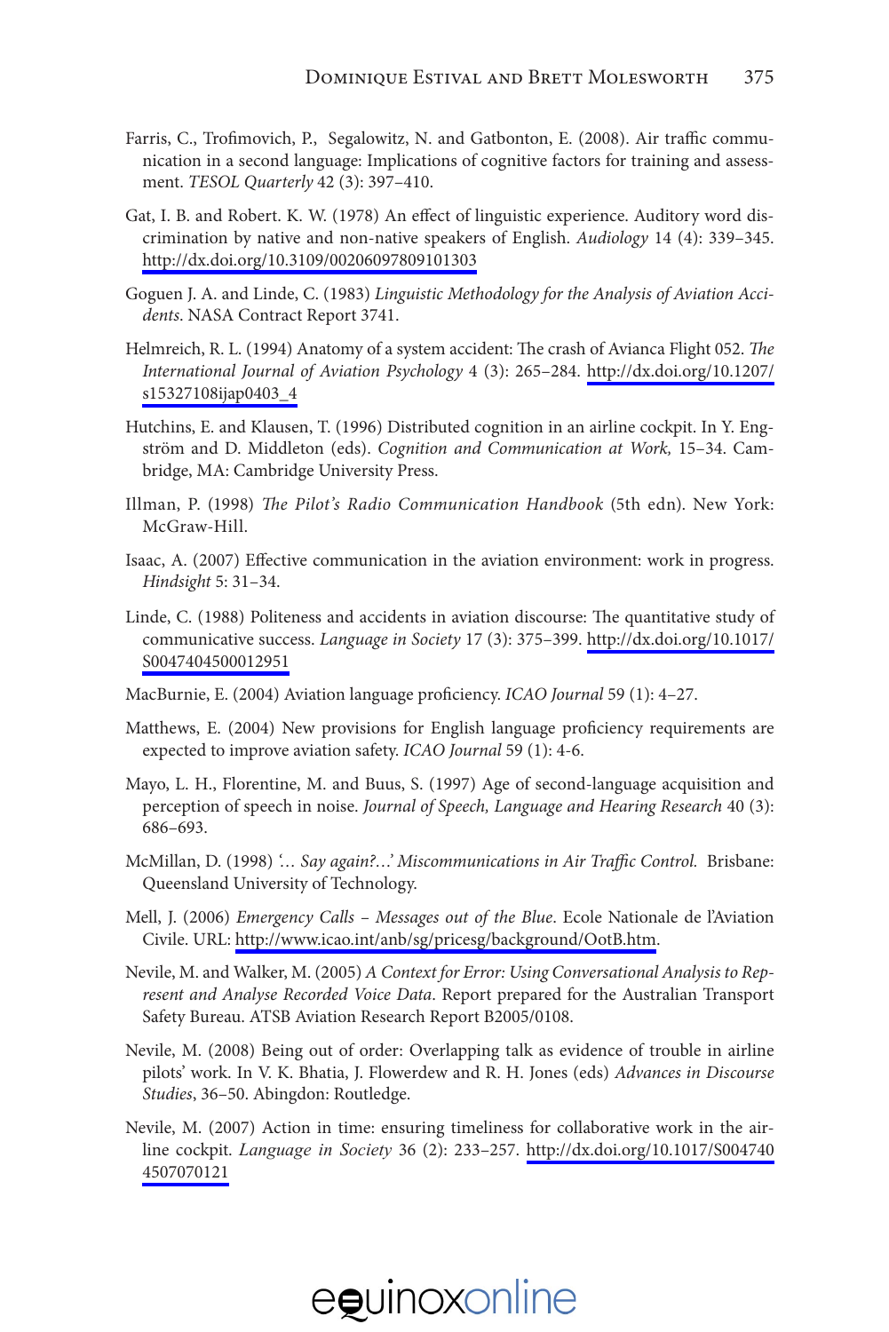Farris, C., Trofimovich, P., Segalowitz, N. and Gatbonton, E. (2008). Air traffic communication in a second language: Implications of cognitive factors for training and assessment. *TESOL Quarterly* 42 (3): 397–410.

Gat, I. B. and Robert. K. W. (1978) An effect of linguistic experience. Auditory word discrimination by native and non-native speakers of English. *Audiology* 14 (4): 339–345. http://dx.doi.org/10.3109/00206097809101303

Goguen J. A. and Linde, C. (1983) *Linguistic Methodology for the Analysis of Aviation Accidents*. NASA Contract Report 3741.

Helmreich, R. L. (1994) Anatomy of a system accident: The crash of Avianca Flight 052. *The International Journal of Aviation Psychology* 4 (3): 265–284. http://dx.doi.org/10.1207/s15327108ijap0403_4

Hutchins, E. and Klausen, T. (1996) Distributed cognition in an airline cockpit. In Y. Engström and D. Middleton (eds). *Cognition and Communication at Work,* 15–34. Cambridge, MA: Cambridge University Press.

Illman, P. (1998) *The Pilot's Radio Communication Handbook* (5th edn). New York: McGraw-Hill.

Isaac, A. (2007) Effective communication in the aviation environment: work in progress. *Hindsight* 5: 31–34.

Linde, C. (1988) Politeness and accidents in aviation discourse: The quantitative study of communicative success. *Language in Society* 17 (3): 375–399. http://dx.doi.org/10.1017/S0047404500012951

MacBurnie, E. (2004) Aviation language proficiency. *ICAO Journal* 59 (1): 4–27.

Matthews, E. (2004) New provisions for English language proficiency requirements are expected to improve aviation safety. *ICAO Journal* 59 (1): 4-6.

Mayo, L. H., Florentine, M. and Buus, S. (1997) Age of second-language acquisition and perception of speech in noise. *Journal of Speech, Language and Hearing Research* 40 (3): 686–693.

McMillan, D. (1998) *'... Say again?...' Miscommunications in Air Traffic Control.* Brisbane: Queensland University of Technology.

Mell, J. (2006) *Emergency Calls – Messages out of the Blue*. Ecole Nationale de l'Aviation Civile. URL: http://www.icao.int/anb/sg/pricesg/background/OotB.htm.

Nevile, M. and Walker, M. (2005) *A Context for Error: Using Conversational Analysis to Represent and Analyse Recorded Voice Data*. Report prepared for the Australian Transport Safety Bureau. ATSB Aviation Research Report B2005/0108.

Nevile, M. (2008) Being out of order: Overlapping talk as evidence of trouble in airline pilots' work. In V. K. Bhatia, J. Flowerdew and R. H. Jones (eds) *Advances in Discourse Studies*, 36–50. Abingdon: Routledge.

Nevile, M. (2007) Action in time: ensuring timeliness for collaborative work in the airline cockpit. *Language in Society* 36 (2): 233–257. http://dx.doi.org/10.1017/S0047404507070121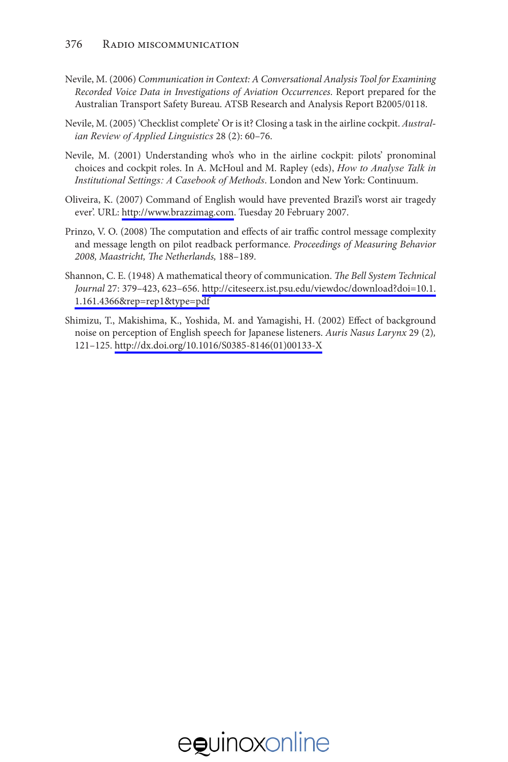Nevile, M. (2006) *Communication in Context: A Conversational Analysis Tool for Examining Recorded Voice Data in Investigations of Aviation Occurrences*. Report prepared for the Australian Transport Safety Bureau. ATSB Research and Analysis Report B2005/0118.

Nevile, M. (2005) 'Checklist complete' Or is it? Closing a task in the airline cockpit. *Australian Review of Applied Linguistics* 28 (2): 60–76.

Nevile, M. (2001) Understanding who's who in the airline cockpit: pilots' pronominal choices and cockpit roles. In A. McHoul and M. Rapley (eds), *How to Analyse Talk in Institutional Settings: A Casebook of Methods*. London and New York: Continuum.

Oliveira, K. (2007) Command of English would have prevented Brazil's worst air tragedy ever'. URL: http://www.brazzimag.com. Tuesday 20 February 2007.

Prinzo, V. O. (2008) The computation and effects of air traffic control message complexity and message length on pilot readback performance. *Proceedings of Measuring Behavior 2008, Maastricht, The Netherlands,* 188–189.

Shannon, C. E. (1948) A mathematical theory of communication. *The Bell System Technical Journal* 27: 379–423, 623–656. http://citeseerx.ist.psu.edu/viewdoc/download?doi=10.1.1.161.4366&rep=rep1&type=pdf

Shimizu, T., Makishima, K., Yoshida, M. and Yamagishi, H. (2002) Effect of background noise on perception of English speech for Japanese listeners. *Auris Nasus Larynx* 29 (2), 121–125. http://dx.doi.org/10.1016/S0385-8146(01)00133-X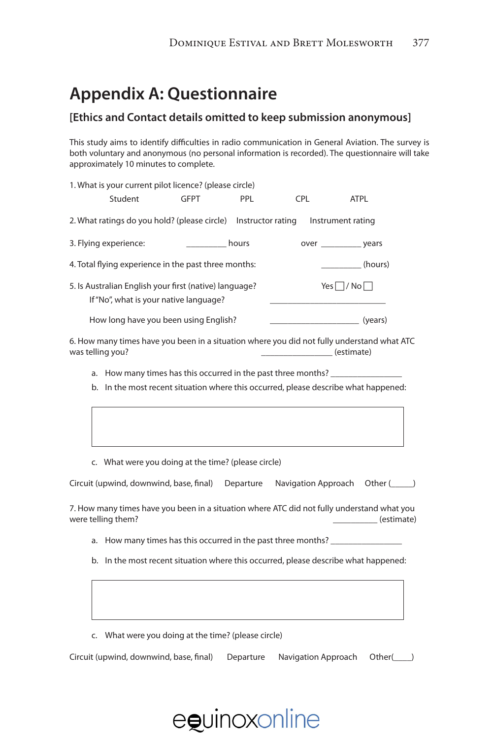# Appendix A: Questionnaire

## [Ethics and Contact details omitted to keep submission anonymous]

This study aims to identify difficulties in radio communication in General Aviation. The survey is both voluntary and anonymous (no personal information is recorded). The questionnaire will take approximately 10 minutes to complete.

1. What is your current pilot licence? (please circle)

   Student   GFPT   PPL   CPL   ATPL

2. What ratings do you hold? (please circle)   Instructor rating   Instrument rating

3. Flying experience:   _________ hours   over _________ years

4. Total flying experience in the past three months:   _________ (hours)

5. Is Australian English your first (native) language?   Yes ☐ / No ☐

   If "No", what is your native language?   ___________________________

   How long have you been using English?   _____________________ (years)

6. How many times have you been in a situation where you did not fully understand what ATC was telling you?   ________________ (estimate)

   a. How many times has this occurred in the past three months? ________________

   b. In the most recent situation where this occurred, please describe what happened:

   c. What were you doing at the time? (please circle)

Circuit (upwind, downwind, base, final)   Departure   Navigation Approach   Other (_____)

7. How many times have you been in a situation where ATC did not fully understand what you were telling them?   __________ (estimate)

   a. How many times has this occurred in the past three months? ________________

   b. In the most recent situation where this occurred, please describe what happened:

   c. What were you doing at the time? (please circle)

Circuit (upwind, downwind, base, final)   Departure   Navigation Approach   Other(____)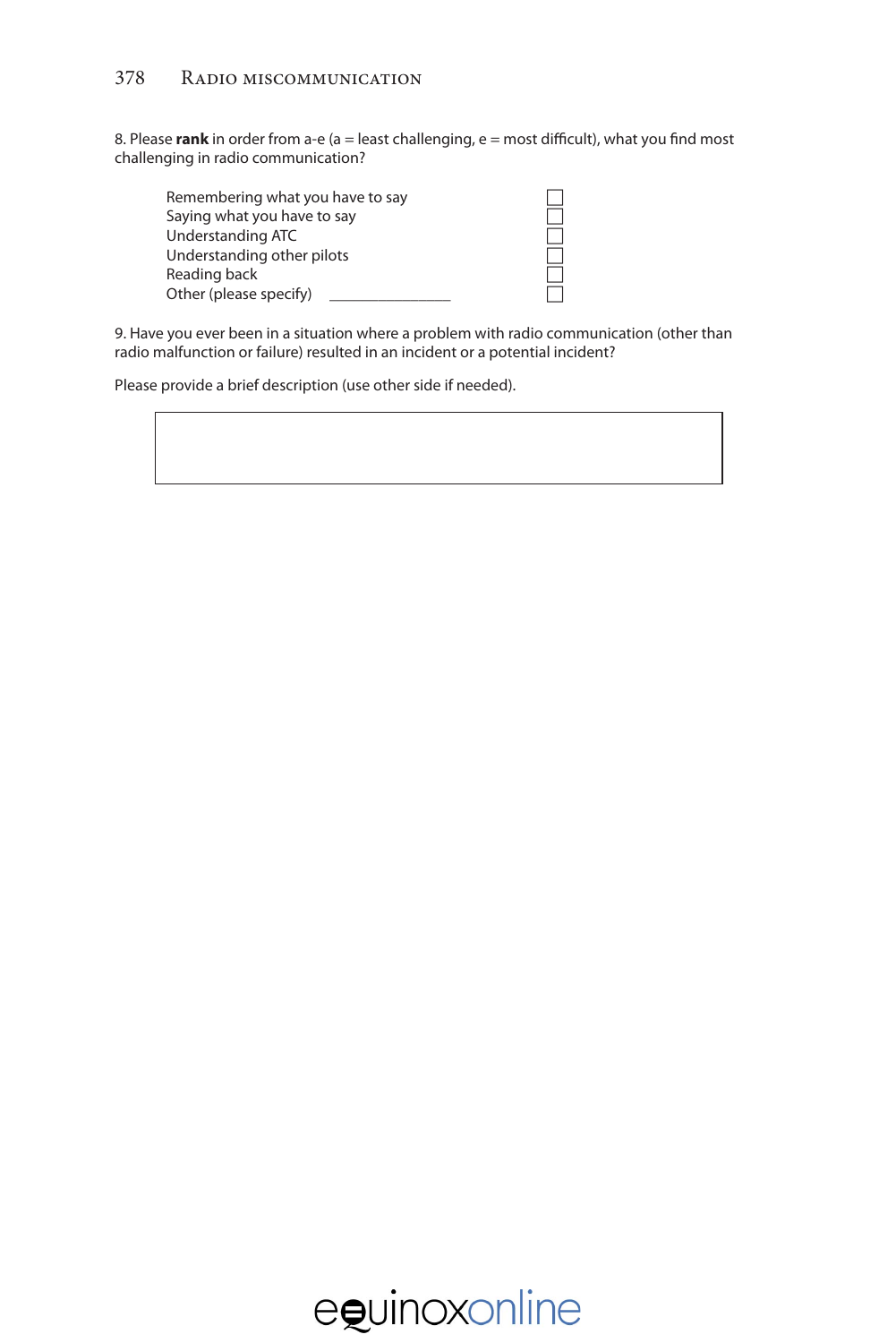8. Please **rank** in order from a-e (a = least challenging, e = most difficult), what you find most challenging in radio communication?

| | |
|---|---|
| Remembering what you have to say | ☐ |
| Saying what you have to say | ☐ |
| Understanding ATC | ☐ |
| Understanding other pilots | ☐ |
| Reading back | ☐ |
| Other (please specify) _______________ | ☐ |

9. Have you ever been in a situation where a problem with radio communication (other than radio malfunction or failure) resulted in an incident or a potential incident?

Please provide a brief description (use other side if needed).

| |
|---|
| |